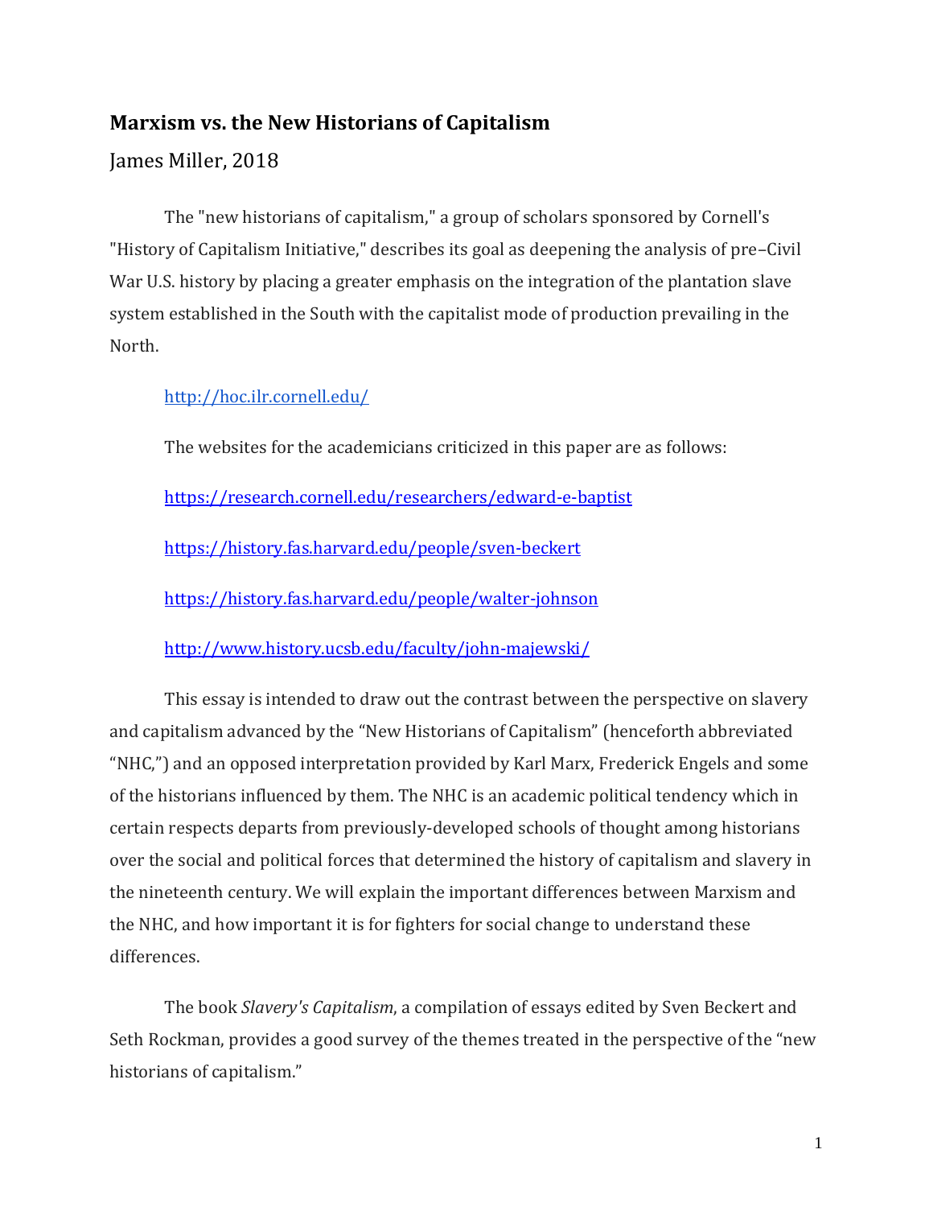# Marxism vs. the New Historians of Capitalism

James Miller, 2018

The "new historians of capitalism," a group of scholars sponsored by Cornell's "History of Capitalism Initiative," describes its goal as deepening the analysis of pre–Civil War U.S. history by placing a greater emphasis on the integration of the plantation slave system established in the South with the capitalist mode of production prevailing in the North.

http://hoc.ilr.cornell.edu/

The websites for the academicians criticized in this paper are as follows:

https://research.cornell.edu/researchers/edward-e-baptist

https://history.fas.harvard.edu/people/sven-beckert

https://history.fas.harvard.edu/people/walter-johnson

http://www.history.ucsb.edu/faculty/john-majewski/

This essay is intended to draw out the contrast between the perspective on slavery and capitalism advanced by the "New Historians of Capitalism" (henceforth abbreviated "NHC,") and an opposed interpretation provided by Karl Marx, Frederick Engels and some of the historians influenced by them. The NHC is an academic political tendency which in certain respects departs from previously-developed schools of thought among historians over the social and political forces that determined the history of capitalism and slavery in the nineteenth century. We will explain the important differences between Marxism and the NHC, and how important it is for fighters for social change to understand these differences.

The book *Slavery's Capitalism*, a compilation of essays edited by Sven Beckert and Seth Rockman, provides a good survey of the themes treated in the perspective of the "new historians of capitalism."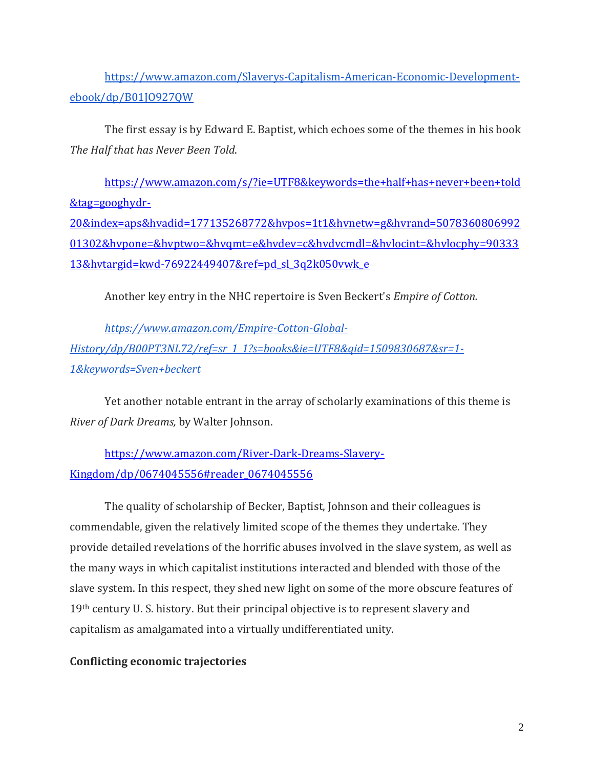https://www.amazon.com/Slaverys-Capitalism-American-Economic-Development-ebook/dp/B01JO927QW

The first essay is by Edward E. Baptist, which echoes some of the themes in his book *The Half that has Never Been Told*.

https://www.amazon.com/s/?ie=UTF8&keywords=the+half+has+never+been+told&tag=googhydr-20&index=aps&hvadid=177135268772&hvpos=1t1&hvnetw=g&hvrand=507836080699201302&hvpone=&hvptwo=&hvqmt=e&hvdev=c&hvdvcmdl=&hvlocint=&hvlocphy=9033313&hvtargid=kwd-76922449407&ref=pd_sl_3q2k050vwk_e

Another key entry in the NHC repertoire is Sven Beckert's *Empire of Cotton.*

*https://www.amazon.com/Empire-Cotton-Global-History/dp/B00PT3NL72/ref=sr_1_1?s=books&ie=UTF8&qid=1509830687&sr=1-1&keywords=Sven+beckert*

Yet another notable entrant in the array of scholarly examinations of this theme is *River of Dark Dreams,* by Walter Johnson.

https://www.amazon.com/River-Dark-Dreams-Slavery-Kingdom/dp/0674045556#reader_0674045556

The quality of scholarship of Becker, Baptist, Johnson and their colleagues is commendable, given the relatively limited scope of the themes they undertake. They provide detailed revelations of the horrific abuses involved in the slave system, as well as the many ways in which capitalist institutions interacted and blended with those of the slave system. In this respect, they shed new light on some of the more obscure features of 19th century U. S. history. But their principal objective is to represent slavery and capitalism as amalgamated into a virtually undifferentiated unity.

**Conflicting economic trajectories**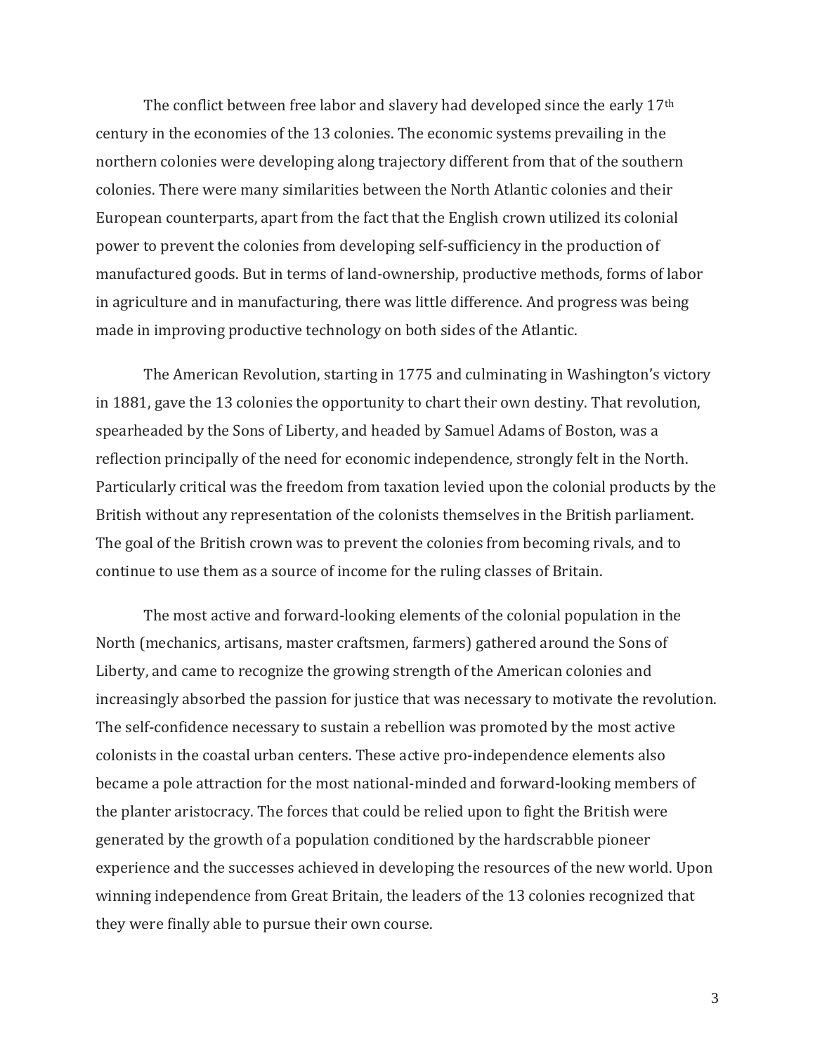The conflict between free labor and slavery had developed since the early 17th century in the economies of the 13 colonies. The economic systems prevailing in the northern colonies were developing along trajectory different from that of the southern colonies. There were many similarities between the North Atlantic colonies and their European counterparts, apart from the fact that the English crown utilized its colonial power to prevent the colonies from developing self-sufficiency in the production of manufactured goods. But in terms of land-ownership, productive methods, forms of labor in agriculture and in manufacturing, there was little difference. And progress was being made in improving productive technology on both sides of the Atlantic.

The American Revolution, starting in 1775 and culminating in Washington's victory in 1881, gave the 13 colonies the opportunity to chart their own destiny. That revolution, spearheaded by the Sons of Liberty, and headed by Samuel Adams of Boston, was a reflection principally of the need for economic independence, strongly felt in the North. Particularly critical was the freedom from taxation levied upon the colonial products by the British without any representation of the colonists themselves in the British parliament. The goal of the British crown was to prevent the colonies from becoming rivals, and to continue to use them as a source of income for the ruling classes of Britain.

The most active and forward-looking elements of the colonial population in the North (mechanics, artisans, master craftsmen, farmers) gathered around the Sons of Liberty, and came to recognize the growing strength of the American colonies and increasingly absorbed the passion for justice that was necessary to motivate the revolution. The self-confidence necessary to sustain a rebellion was promoted by the most active colonists in the coastal urban centers. These active pro-independence elements also became a pole attraction for the most national-minded and forward-looking members of the planter aristocracy. The forces that could be relied upon to fight the British were generated by the growth of a population conditioned by the hardscrabble pioneer experience and the successes achieved in developing the resources of the new world. Upon winning independence from Great Britain, the leaders of the 13 colonies recognized that they were finally able to pursue their own course.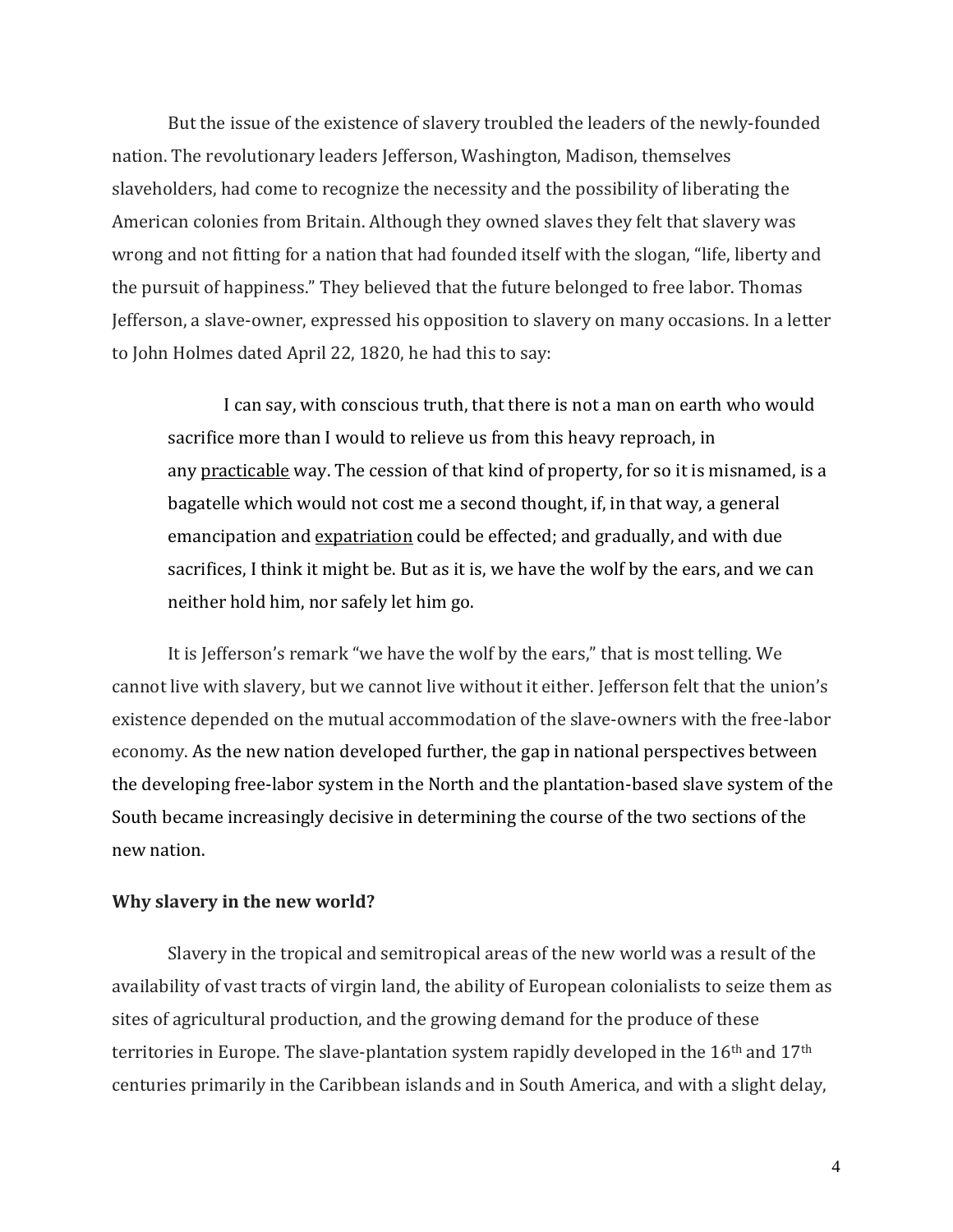But the issue of the existence of slavery troubled the leaders of the newly-founded nation. The revolutionary leaders Jefferson, Washington, Madison, themselves slaveholders, had come to recognize the necessity and the possibility of liberating the American colonies from Britain. Although they owned slaves they felt that slavery was wrong and not fitting for a nation that had founded itself with the slogan, "life, liberty and the pursuit of happiness." They believed that the future belonged to free labor. Thomas Jefferson, a slave-owner, expressed his opposition to slavery on many occasions. In a letter to John Holmes dated April 22, 1820, he had this to say:

> I can say, with conscious truth, that there is not a man on earth who would sacrifice more than I would to relieve us from this heavy reproach, in any <u>practicable</u> way. The cession of that kind of property, for so it is misnamed, is a bagatelle which would not cost me a second thought, if, in that way, a general emancipation and <u>expatriation</u> could be effected; and gradually, and with due sacrifices, I think it might be. But as it is, we have the wolf by the ears, and we can neither hold him, nor safely let him go.

It is Jefferson's remark "we have the wolf by the ears," that is most telling. We cannot live with slavery, but we cannot live without it either. Jefferson felt that the union's existence depended on the mutual accommodation of the slave-owners with the free-labor economy. As the new nation developed further, the gap in national perspectives between the developing free-labor system in the North and the plantation-based slave system of the South became increasingly decisive in determining the course of the two sections of the new nation.

**Why slavery in the new world?**

Slavery in the tropical and semitropical areas of the new world was a result of the availability of vast tracts of virgin land, the ability of European colonialists to seize them as sites of agricultural production, and the growing demand for the produce of these territories in Europe. The slave-plantation system rapidly developed in the 16th and 17th centuries primarily in the Caribbean islands and in South America, and with a slight delay,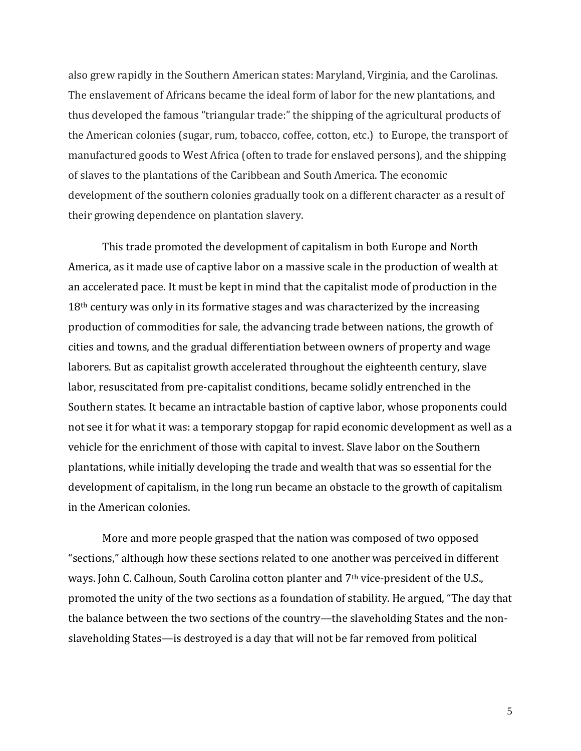also grew rapidly in the Southern American states: Maryland, Virginia, and the Carolinas. The enslavement of Africans became the ideal form of labor for the new plantations, and thus developed the famous "triangular trade:" the shipping of the agricultural products of the American colonies (sugar, rum, tobacco, coffee, cotton, etc.) to Europe, the transport of manufactured goods to West Africa (often to trade for enslaved persons), and the shipping of slaves to the plantations of the Caribbean and South America. The economic development of the southern colonies gradually took on a different character as a result of their growing dependence on plantation slavery.

This trade promoted the development of capitalism in both Europe and North America, as it made use of captive labor on a massive scale in the production of wealth at an accelerated pace. It must be kept in mind that the capitalist mode of production in the 18th century was only in its formative stages and was characterized by the increasing production of commodities for sale, the advancing trade between nations, the growth of cities and towns, and the gradual differentiation between owners of property and wage laborers. But as capitalist growth accelerated throughout the eighteenth century, slave labor, resuscitated from pre-capitalist conditions, became solidly entrenched in the Southern states. It became an intractable bastion of captive labor, whose proponents could not see it for what it was: a temporary stopgap for rapid economic development as well as a vehicle for the enrichment of those with capital to invest. Slave labor on the Southern plantations, while initially developing the trade and wealth that was so essential for the development of capitalism, in the long run became an obstacle to the growth of capitalism in the American colonies.

More and more people grasped that the nation was composed of two opposed "sections," although how these sections related to one another was perceived in different ways. John C. Calhoun, South Carolina cotton planter and 7th vice-president of the U.S., promoted the unity of the two sections as a foundation of stability. He argued, "The day that the balance between the two sections of the country—the slaveholding States and the non-slaveholding States—is destroyed is a day that will not be far removed from political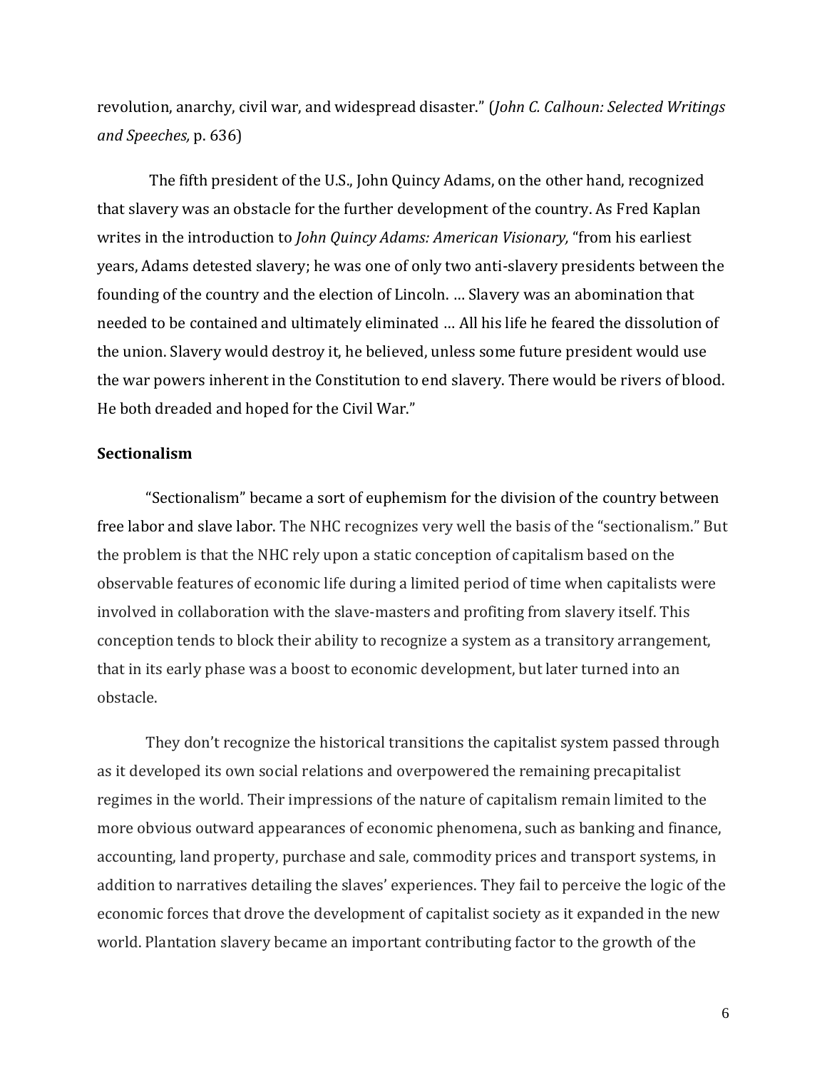revolution, anarchy, civil war, and widespread disaster." (*John C. Calhoun: Selected Writings and Speeches,* p. 636)

The fifth president of the U.S., John Quincy Adams, on the other hand, recognized that slavery was an obstacle for the further development of the country. As Fred Kaplan writes in the introduction to *John Quincy Adams: American Visionary,* "from his earliest years, Adams detested slavery; he was one of only two anti-slavery presidents between the founding of the country and the election of Lincoln. … Slavery was an abomination that needed to be contained and ultimately eliminated … All his life he feared the dissolution of the union. Slavery would destroy it, he believed, unless some future president would use the war powers inherent in the Constitution to end slavery. There would be rivers of blood. He both dreaded and hoped for the Civil War."

**Sectionalism**

"Sectionalism" became a sort of euphemism for the division of the country between free labor and slave labor. The NHC recognizes very well the basis of the "sectionalism." But the problem is that the NHC rely upon a static conception of capitalism based on the observable features of economic life during a limited period of time when capitalists were involved in collaboration with the slave-masters and profiting from slavery itself. This conception tends to block their ability to recognize a system as a transitory arrangement, that in its early phase was a boost to economic development, but later turned into an obstacle.

They don't recognize the historical transitions the capitalist system passed through as it developed its own social relations and overpowered the remaining precapitalist regimes in the world. Their impressions of the nature of capitalism remain limited to the more obvious outward appearances of economic phenomena, such as banking and finance, accounting, land property, purchase and sale, commodity prices and transport systems, in addition to narratives detailing the slaves' experiences. They fail to perceive the logic of the economic forces that drove the development of capitalist society as it expanded in the new world. Plantation slavery became an important contributing factor to the growth of the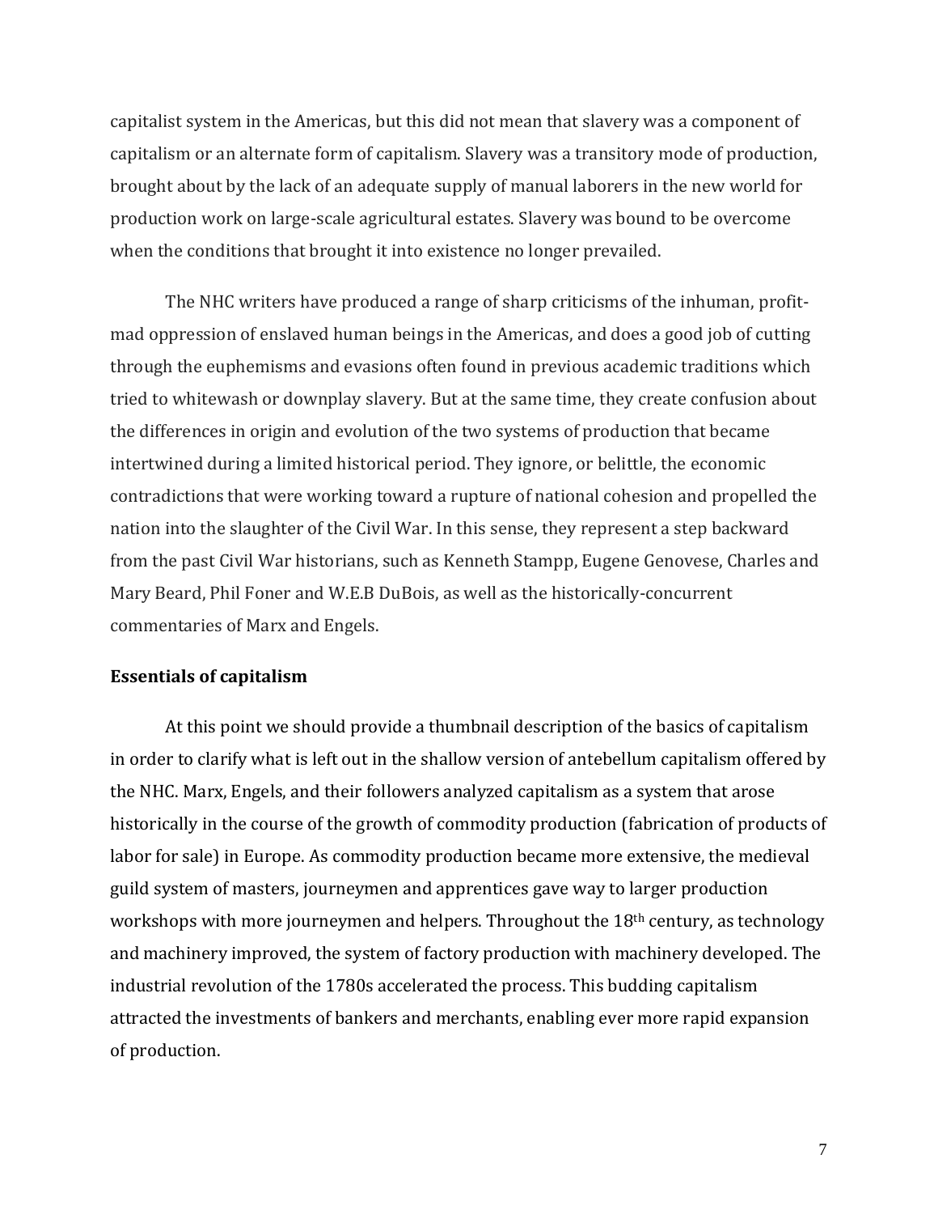capitalist system in the Americas, but this did not mean that slavery was a component of capitalism or an alternate form of capitalism. Slavery was a transitory mode of production, brought about by the lack of an adequate supply of manual laborers in the new world for production work on large-scale agricultural estates. Slavery was bound to be overcome when the conditions that brought it into existence no longer prevailed.

The NHC writers have produced a range of sharp criticisms of the inhuman, profit-mad oppression of enslaved human beings in the Americas, and does a good job of cutting through the euphemisms and evasions often found in previous academic traditions which tried to whitewash or downplay slavery. But at the same time, they create confusion about the differences in origin and evolution of the two systems of production that became intertwined during a limited historical period. They ignore, or belittle, the economic contradictions that were working toward a rupture of national cohesion and propelled the nation into the slaughter of the Civil War. In this sense, they represent a step backward from the past Civil War historians, such as Kenneth Stampp, Eugene Genovese, Charles and Mary Beard, Phil Foner and W.E.B DuBois, as well as the historically-concurrent commentaries of Marx and Engels.

**Essentials of capitalism**

At this point we should provide a thumbnail description of the basics of capitalism in order to clarify what is left out in the shallow version of antebellum capitalism offered by the NHC. Marx, Engels, and their followers analyzed capitalism as a system that arose historically in the course of the growth of commodity production (fabrication of products of labor for sale) in Europe. As commodity production became more extensive, the medieval guild system of masters, journeymen and apprentices gave way to larger production workshops with more journeymen and helpers. Throughout the 18th century, as technology and machinery improved, the system of factory production with machinery developed. The industrial revolution of the 1780s accelerated the process. This budding capitalism attracted the investments of bankers and merchants, enabling ever more rapid expansion of production.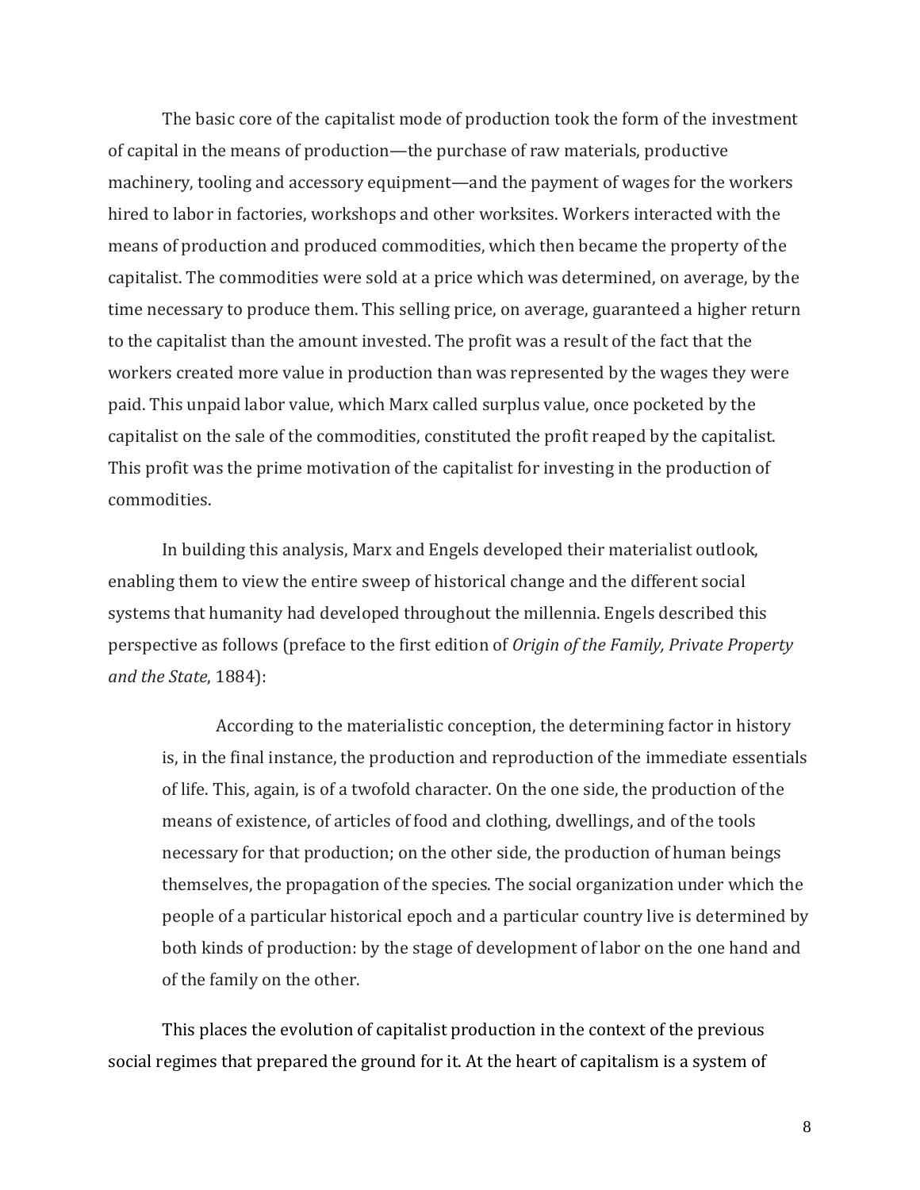The basic core of the capitalist mode of production took the form of the investment of capital in the means of production—the purchase of raw materials, productive machinery, tooling and accessory equipment—and the payment of wages for the workers hired to labor in factories, workshops and other worksites. Workers interacted with the means of production and produced commodities, which then became the property of the capitalist. The commodities were sold at a price which was determined, on average, by the time necessary to produce them. This selling price, on average, guaranteed a higher return to the capitalist than the amount invested. The profit was a result of the fact that the workers created more value in production than was represented by the wages they were paid. This unpaid labor value, which Marx called surplus value, once pocketed by the capitalist on the sale of the commodities, constituted the profit reaped by the capitalist. This profit was the prime motivation of the capitalist for investing in the production of commodities.

In building this analysis, Marx and Engels developed their materialist outlook, enabling them to view the entire sweep of historical change and the different social systems that humanity had developed throughout the millennia. Engels described this perspective as follows (preface to the first edition of *Origin of the Family, Private Property and the State*, 1884):

> According to the materialistic conception, the determining factor in history is, in the final instance, the production and reproduction of the immediate essentials of life. This, again, is of a twofold character. On the one side, the production of the means of existence, of articles of food and clothing, dwellings, and of the tools necessary for that production; on the other side, the production of human beings themselves, the propagation of the species. The social organization under which the people of a particular historical epoch and a particular country live is determined by both kinds of production: by the stage of development of labor on the one hand and of the family on the other.

This places the evolution of capitalist production in the context of the previous social regimes that prepared the ground for it. At the heart of capitalism is a system of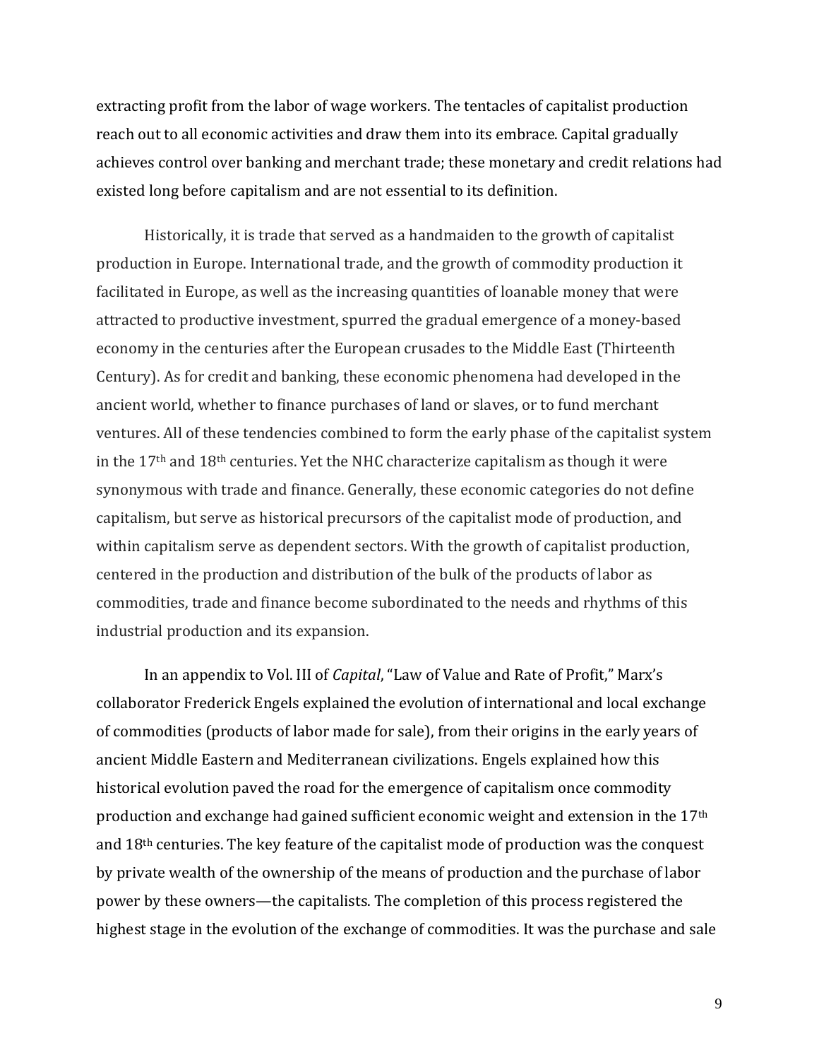extracting profit from the labor of wage workers. The tentacles of capitalist production reach out to all economic activities and draw them into its embrace. Capital gradually achieves control over banking and merchant trade; these monetary and credit relations had existed long before capitalism and are not essential to its definition.

Historically, it is trade that served as a handmaiden to the growth of capitalist production in Europe. International trade, and the growth of commodity production it facilitated in Europe, as well as the increasing quantities of loanable money that were attracted to productive investment, spurred the gradual emergence of a money-based economy in the centuries after the European crusades to the Middle East (Thirteenth Century). As for credit and banking, these economic phenomena had developed in the ancient world, whether to finance purchases of land or slaves, or to fund merchant ventures. All of these tendencies combined to form the early phase of the capitalist system in the 17th and 18th centuries. Yet the NHC characterize capitalism as though it were synonymous with trade and finance. Generally, these economic categories do not define capitalism, but serve as historical precursors of the capitalist mode of production, and within capitalism serve as dependent sectors. With the growth of capitalist production, centered in the production and distribution of the bulk of the products of labor as commodities, trade and finance become subordinated to the needs and rhythms of this industrial production and its expansion.

In an appendix to Vol. III of *Capital*, "Law of Value and Rate of Profit," Marx's collaborator Frederick Engels explained the evolution of international and local exchange of commodities (products of labor made for sale), from their origins in the early years of ancient Middle Eastern and Mediterranean civilizations. Engels explained how this historical evolution paved the road for the emergence of capitalism once commodity production and exchange had gained sufficient economic weight and extension in the 17th and 18th centuries. The key feature of the capitalist mode of production was the conquest by private wealth of the ownership of the means of production and the purchase of labor power by these owners—the capitalists. The completion of this process registered the highest stage in the evolution of the exchange of commodities. It was the purchase and sale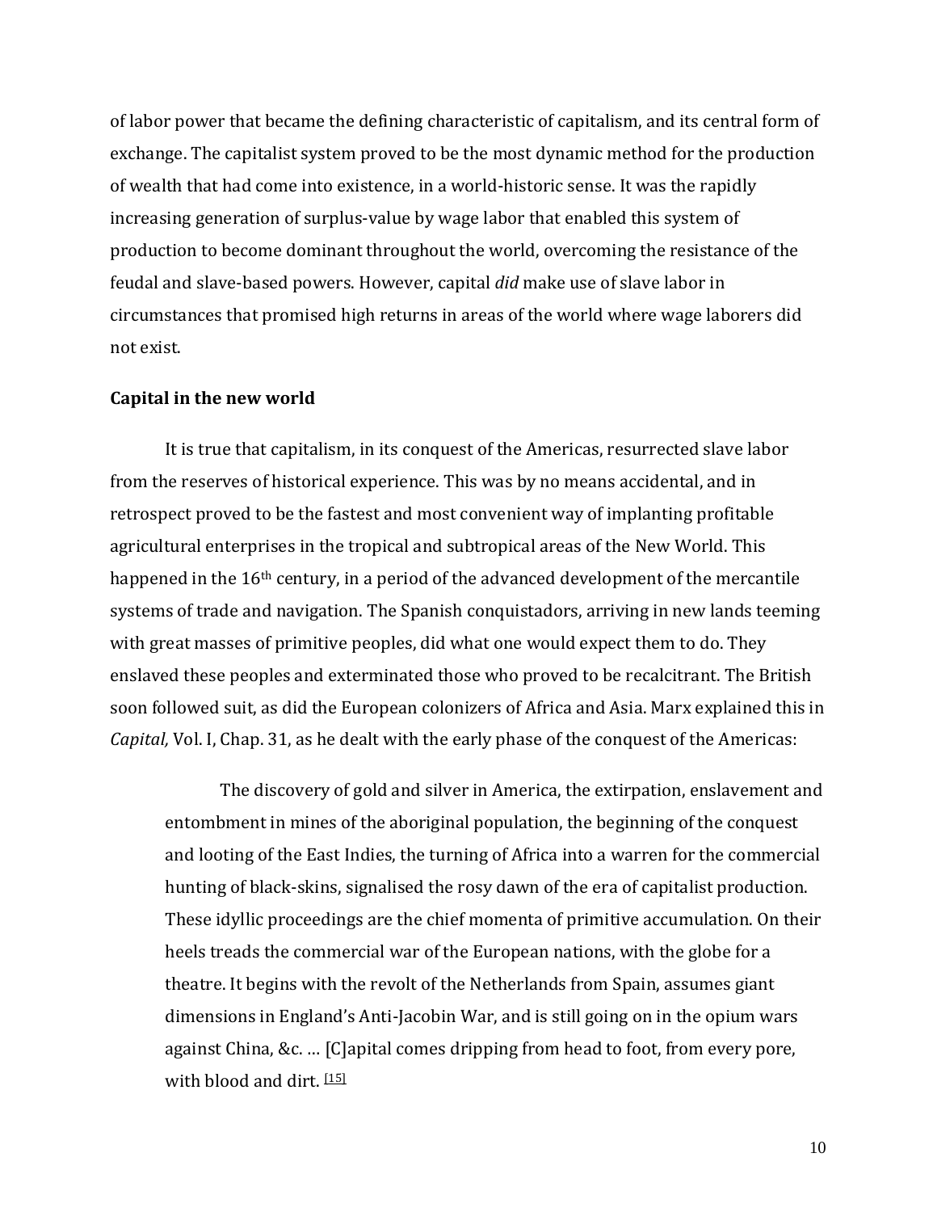of labor power that became the defining characteristic of capitalism, and its central form of exchange. The capitalist system proved to be the most dynamic method for the production of wealth that had come into existence, in a world-historic sense. It was the rapidly increasing generation of surplus-value by wage labor that enabled this system of production to become dominant throughout the world, overcoming the resistance of the feudal and slave-based powers. However, capital *did* make use of slave labor in circumstances that promised high returns in areas of the world where wage laborers did not exist.

**Capital in the new world**

It is true that capitalism, in its conquest of the Americas, resurrected slave labor from the reserves of historical experience. This was by no means accidental, and in retrospect proved to be the fastest and most convenient way of implanting profitable agricultural enterprises in the tropical and subtropical areas of the New World. This happened in the 16th century, in a period of the advanced development of the mercantile systems of trade and navigation. The Spanish conquistadors, arriving in new lands teeming with great masses of primitive peoples, did what one would expect them to do. They enslaved these peoples and exterminated those who proved to be recalcitrant. The British soon followed suit, as did the European colonizers of Africa and Asia. Marx explained this in *Capital,* Vol. I, Chap. 31, as he dealt with the early phase of the conquest of the Americas:

> The discovery of gold and silver in America, the extirpation, enslavement and entombment in mines of the aboriginal population, the beginning of the conquest and looting of the East Indies, the turning of Africa into a warren for the commercial hunting of black-skins, signalised the rosy dawn of the era of capitalist production. These idyllic proceedings are the chief momenta of primitive accumulation. On their heels treads the commercial war of the European nations, with the globe for a theatre. It begins with the revolt of the Netherlands from Spain, assumes giant dimensions in England's Anti-Jacobin War, and is still going on in the opium wars against China, &c. … [C]apital comes dripping from head to foot, from every pore, with blood and dirt. [15]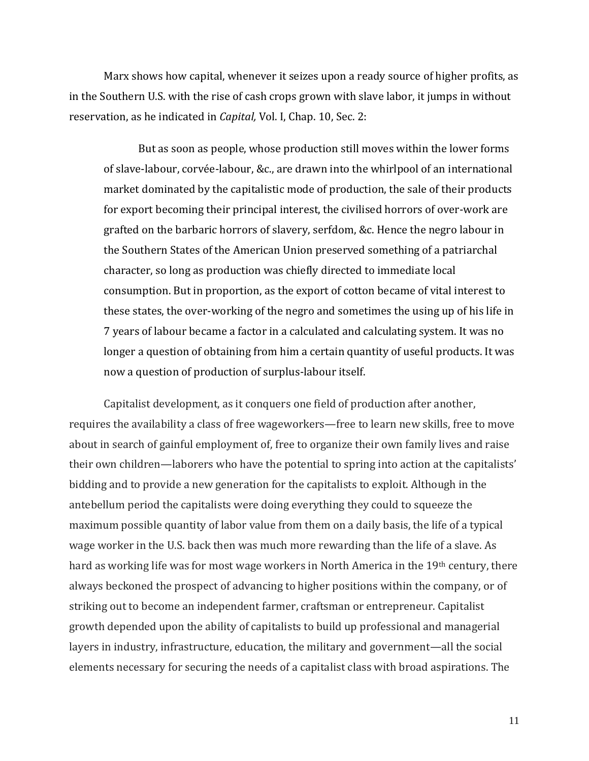Marx shows how capital, whenever it seizes upon a ready source of higher profits, as in the Southern U.S. with the rise of cash crops grown with slave labor, it jumps in without reservation, as he indicated in *Capital,* Vol. I, Chap. 10, Sec. 2:

> But as soon as people, whose production still moves within the lower forms of slave-labour, corvée-labour, &c., are drawn into the whirlpool of an international market dominated by the capitalistic mode of production, the sale of their products for export becoming their principal interest, the civilised horrors of over-work are grafted on the barbaric horrors of slavery, serfdom, &c. Hence the negro labour in the Southern States of the American Union preserved something of a patriarchal character, so long as production was chiefly directed to immediate local consumption. But in proportion, as the export of cotton became of vital interest to these states, the over-working of the negro and sometimes the using up of his life in 7 years of labour became a factor in a calculated and calculating system. It was no longer a question of obtaining from him a certain quantity of useful products. It was now a question of production of surplus-labour itself.

Capitalist development, as it conquers one field of production after another, requires the availability a class of free wageworkers—free to learn new skills, free to move about in search of gainful employment of, free to organize their own family lives and raise their own children—laborers who have the potential to spring into action at the capitalists' bidding and to provide a new generation for the capitalists to exploit. Although in the antebellum period the capitalists were doing everything they could to squeeze the maximum possible quantity of labor value from them on a daily basis, the life of a typical wage worker in the U.S. back then was much more rewarding than the life of a slave. As hard as working life was for most wage workers in North America in the 19th century, there always beckoned the prospect of advancing to higher positions within the company, or of striking out to become an independent farmer, craftsman or entrepreneur. Capitalist growth depended upon the ability of capitalists to build up professional and managerial layers in industry, infrastructure, education, the military and government—all the social elements necessary for securing the needs of a capitalist class with broad aspirations. The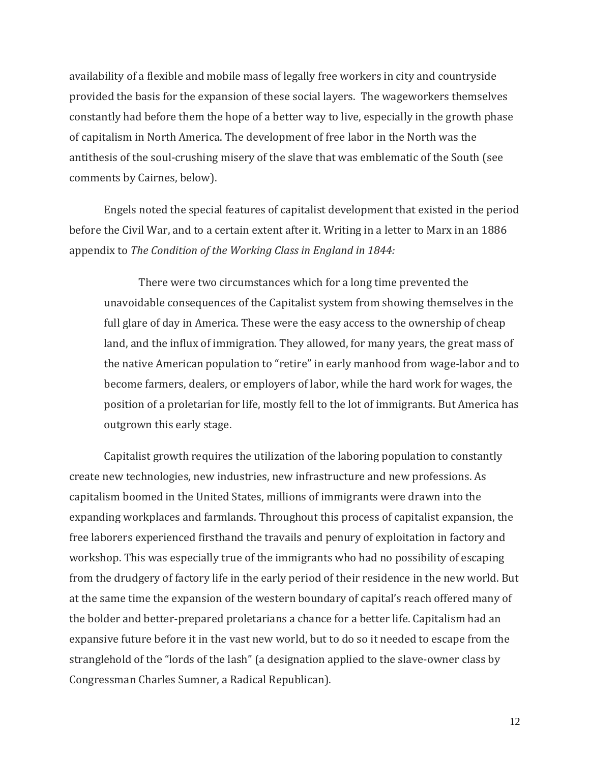availability of a flexible and mobile mass of legally free workers in city and countryside provided the basis for the expansion of these social layers. The wageworkers themselves constantly had before them the hope of a better way to live, especially in the growth phase of capitalism in North America. The development of free labor in the North was the antithesis of the soul-crushing misery of the slave that was emblematic of the South (see comments by Cairnes, below).

Engels noted the special features of capitalist development that existed in the period before the Civil War, and to a certain extent after it. Writing in a letter to Marx in an 1886 appendix to *The Condition of the Working Class in England in 1844:*

> There were two circumstances which for a long time prevented the unavoidable consequences of the Capitalist system from showing themselves in the full glare of day in America. These were the easy access to the ownership of cheap land, and the influx of immigration. They allowed, for many years, the great mass of the native American population to "retire" in early manhood from wage-labor and to become farmers, dealers, or employers of labor, while the hard work for wages, the position of a proletarian for life, mostly fell to the lot of immigrants. But America has outgrown this early stage.

Capitalist growth requires the utilization of the laboring population to constantly create new technologies, new industries, new infrastructure and new professions. As capitalism boomed in the United States, millions of immigrants were drawn into the expanding workplaces and farmlands. Throughout this process of capitalist expansion, the free laborers experienced firsthand the travails and penury of exploitation in factory and workshop. This was especially true of the immigrants who had no possibility of escaping from the drudgery of factory life in the early period of their residence in the new world. But at the same time the expansion of the western boundary of capital's reach offered many of the bolder and better-prepared proletarians a chance for a better life. Capitalism had an expansive future before it in the vast new world, but to do so it needed to escape from the stranglehold of the "lords of the lash" (a designation applied to the slave-owner class by Congressman Charles Sumner, a Radical Republican).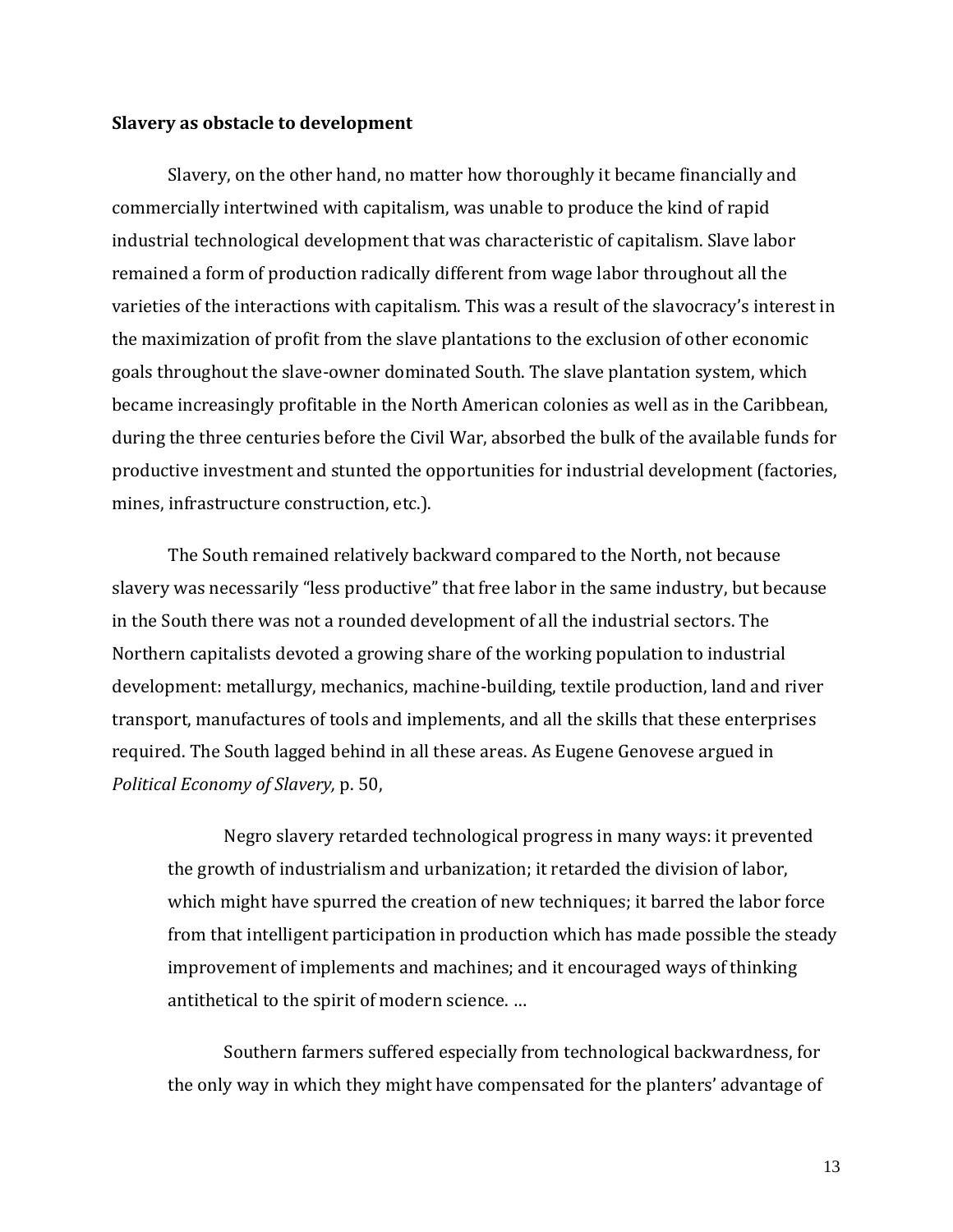**Slavery as obstacle to development**

Slavery, on the other hand, no matter how thoroughly it became financially and commercially intertwined with capitalism, was unable to produce the kind of rapid industrial technological development that was characteristic of capitalism. Slave labor remained a form of production radically different from wage labor throughout all the varieties of the interactions with capitalism. This was a result of the slavocracy's interest in the maximization of profit from the slave plantations to the exclusion of other economic goals throughout the slave-owner dominated South. The slave plantation system, which became increasingly profitable in the North American colonies as well as in the Caribbean, during the three centuries before the Civil War, absorbed the bulk of the available funds for productive investment and stunted the opportunities for industrial development (factories, mines, infrastructure construction, etc.).

The South remained relatively backward compared to the North, not because slavery was necessarily "less productive" that free labor in the same industry, but because in the South there was not a rounded development of all the industrial sectors. The Northern capitalists devoted a growing share of the working population to industrial development: metallurgy, mechanics, machine-building, textile production, land and river transport, manufactures of tools and implements, and all the skills that these enterprises required. The South lagged behind in all these areas. As Eugene Genovese argued in *Political Economy of Slavery,* p. 50,

> Negro slavery retarded technological progress in many ways: it prevented the growth of industrialism and urbanization; it retarded the division of labor, which might have spurred the creation of new techniques; it barred the labor force from that intelligent participation in production which has made possible the steady improvement of implements and machines; and it encouraged ways of thinking antithetical to the spirit of modern science. …
>
> Southern farmers suffered especially from technological backwardness, for the only way in which they might have compensated for the planters' advantage of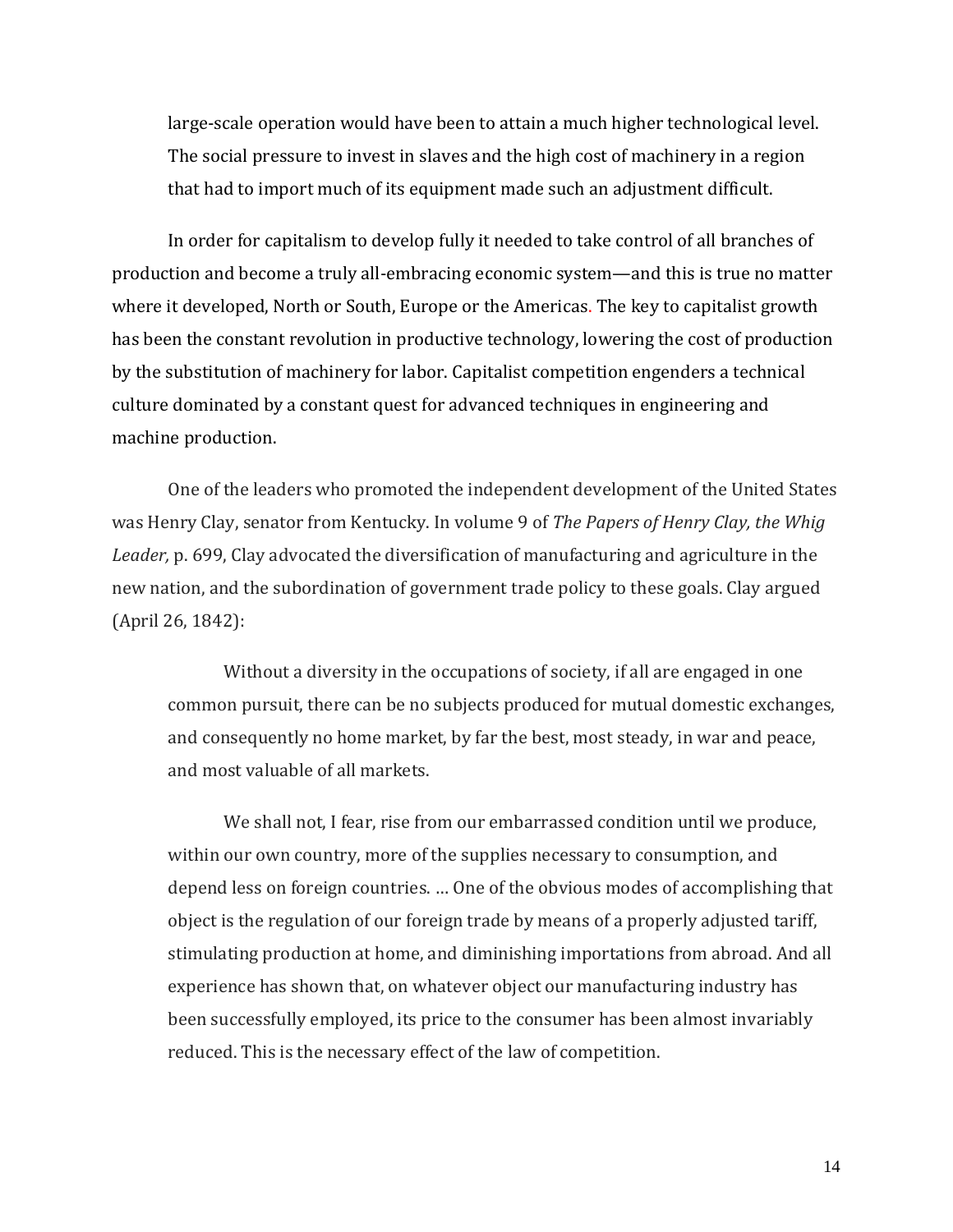> large-scale operation would have been to attain a much higher technological level. The social pressure to invest in slaves and the high cost of machinery in a region that had to import much of its equipment made such an adjustment difficult.

In order for capitalism to develop fully it needed to take control of all branches of production and become a truly all-embracing economic system—and this is true no matter where it developed, North or South, Europe or the Americas. The key to capitalist growth has been the constant revolution in productive technology, lowering the cost of production by the substitution of machinery for labor. Capitalist competition engenders a technical culture dominated by a constant quest for advanced techniques in engineering and machine production.

One of the leaders who promoted the independent development of the United States was Henry Clay, senator from Kentucky. In volume 9 of *The Papers of Henry Clay, the Whig Leader,* p. 699, Clay advocated the diversification of manufacturing and agriculture in the new nation, and the subordination of government trade policy to these goals. Clay argued (April 26, 1842):

> Without a diversity in the occupations of society, if all are engaged in one common pursuit, there can be no subjects produced for mutual domestic exchanges, and consequently no home market, by far the best, most steady, in war and peace, and most valuable of all markets.
>
> We shall not, I fear, rise from our embarrassed condition until we produce, within our own country, more of the supplies necessary to consumption, and depend less on foreign countries. … One of the obvious modes of accomplishing that object is the regulation of our foreign trade by means of a properly adjusted tariff, stimulating production at home, and diminishing importations from abroad. And all experience has shown that, on whatever object our manufacturing industry has been successfully employed, its price to the consumer has been almost invariably reduced. This is the necessary effect of the law of competition.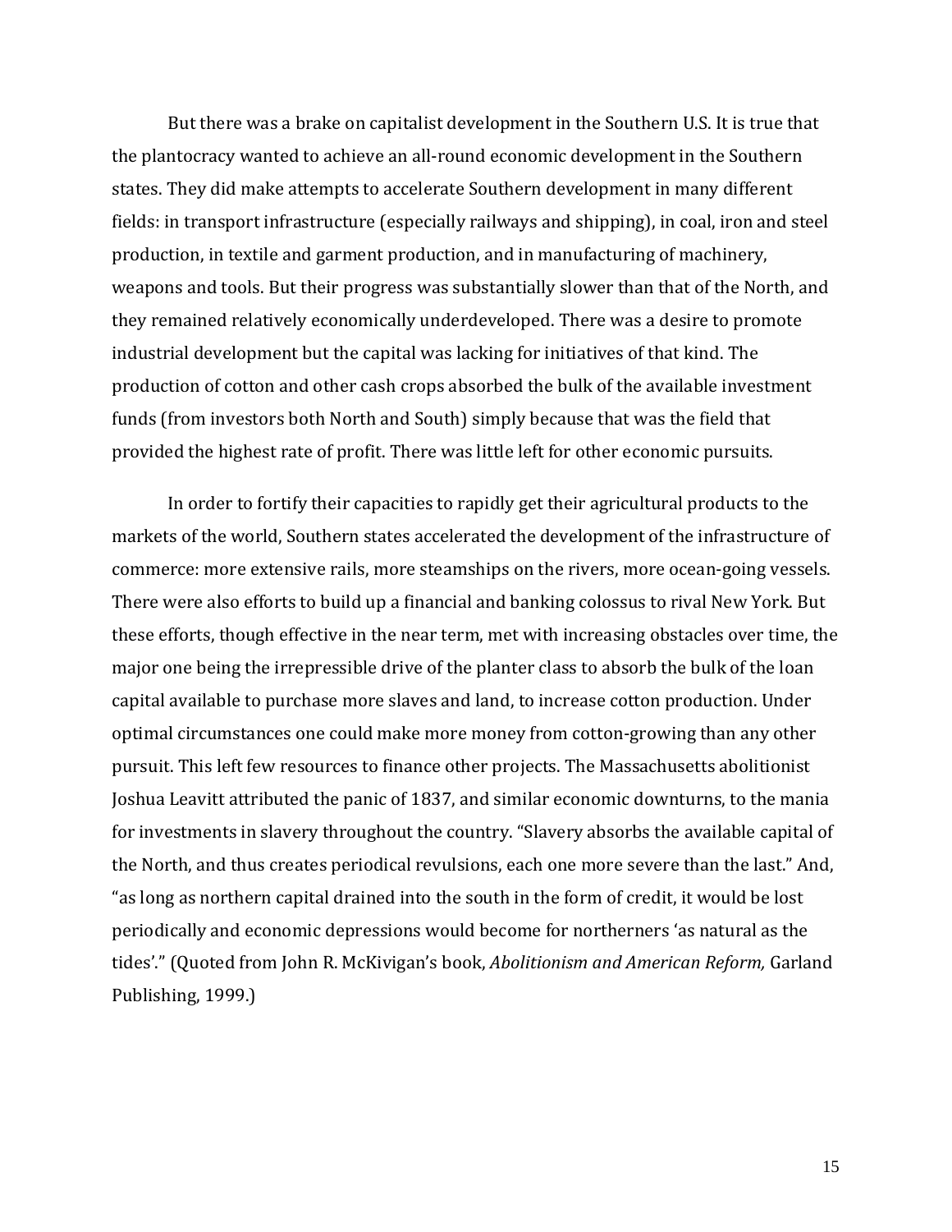But there was a brake on capitalist development in the Southern U.S. It is true that the plantocracy wanted to achieve an all-round economic development in the Southern states. They did make attempts to accelerate Southern development in many different fields: in transport infrastructure (especially railways and shipping), in coal, iron and steel production, in textile and garment production, and in manufacturing of machinery, weapons and tools. But their progress was substantially slower than that of the North, and they remained relatively economically underdeveloped. There was a desire to promote industrial development but the capital was lacking for initiatives of that kind. The production of cotton and other cash crops absorbed the bulk of the available investment funds (from investors both North and South) simply because that was the field that provided the highest rate of profit. There was little left for other economic pursuits.

In order to fortify their capacities to rapidly get their agricultural products to the markets of the world, Southern states accelerated the development of the infrastructure of commerce: more extensive rails, more steamships on the rivers, more ocean-going vessels. There were also efforts to build up a financial and banking colossus to rival New York. But these efforts, though effective in the near term, met with increasing obstacles over time, the major one being the irrepressible drive of the planter class to absorb the bulk of the loan capital available to purchase more slaves and land, to increase cotton production. Under optimal circumstances one could make more money from cotton-growing than any other pursuit. This left few resources to finance other projects. The Massachusetts abolitionist Joshua Leavitt attributed the panic of 1837, and similar economic downturns, to the mania for investments in slavery throughout the country. "Slavery absorbs the available capital of the North, and thus creates periodical revulsions, each one more severe than the last." And, "as long as northern capital drained into the south in the form of credit, it would be lost periodically and economic depressions would become for northerners 'as natural as the tides'." (Quoted from John R. McKivigan's book, *Abolitionism and American Reform,* Garland Publishing, 1999.)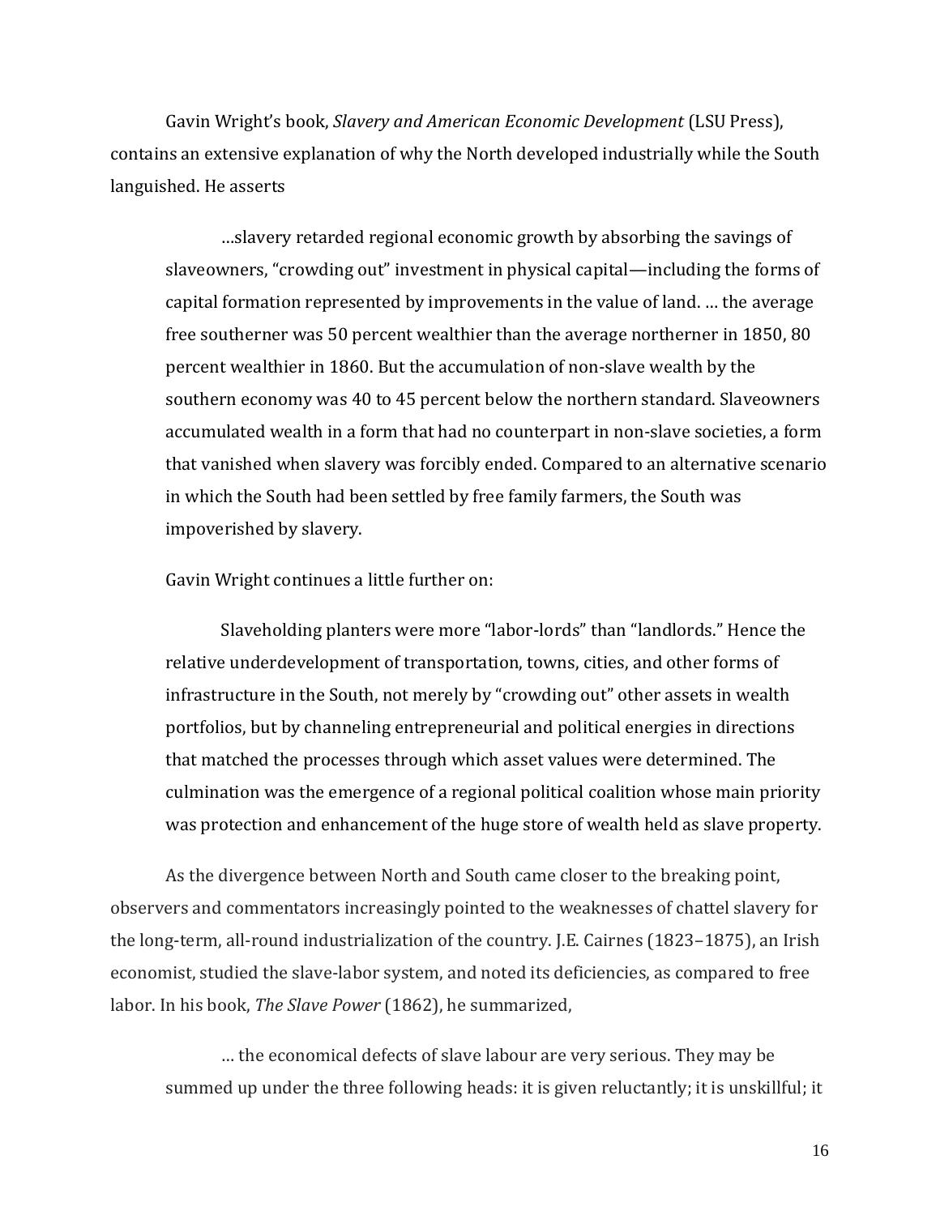Gavin Wright's book, *Slavery and American Economic Development* (LSU Press), contains an extensive explanation of why the North developed industrially while the South languished. He asserts

> …slavery retarded regional economic growth by absorbing the savings of slaveowners, "crowding out" investment in physical capital—including the forms of capital formation represented by improvements in the value of land. … the average free southerner was 50 percent wealthier than the average northerner in 1850, 80 percent wealthier in 1860. But the accumulation of non-slave wealth by the southern economy was 40 to 45 percent below the northern standard. Slaveowners accumulated wealth in a form that had no counterpart in non-slave societies, a form that vanished when slavery was forcibly ended. Compared to an alternative scenario in which the South had been settled by free family farmers, the South was impoverished by slavery.

Gavin Wright continues a little further on:

> Slaveholding planters were more "labor-lords" than "landlords." Hence the relative underdevelopment of transportation, towns, cities, and other forms of infrastructure in the South, not merely by "crowding out" other assets in wealth portfolios, but by channeling entrepreneurial and political energies in directions that matched the processes through which asset values were determined. The culmination was the emergence of a regional political coalition whose main priority was protection and enhancement of the huge store of wealth held as slave property.

As the divergence between North and South came closer to the breaking point, observers and commentators increasingly pointed to the weaknesses of chattel slavery for the long-term, all-round industrialization of the country. J.E. Cairnes (1823–1875), an Irish economist, studied the slave-labor system, and noted its deficiencies, as compared to free labor. In his book, *The Slave Power* (1862), he summarized,

> … the economical defects of slave labour are very serious. They may be summed up under the three following heads: it is given reluctantly; it is unskillful; it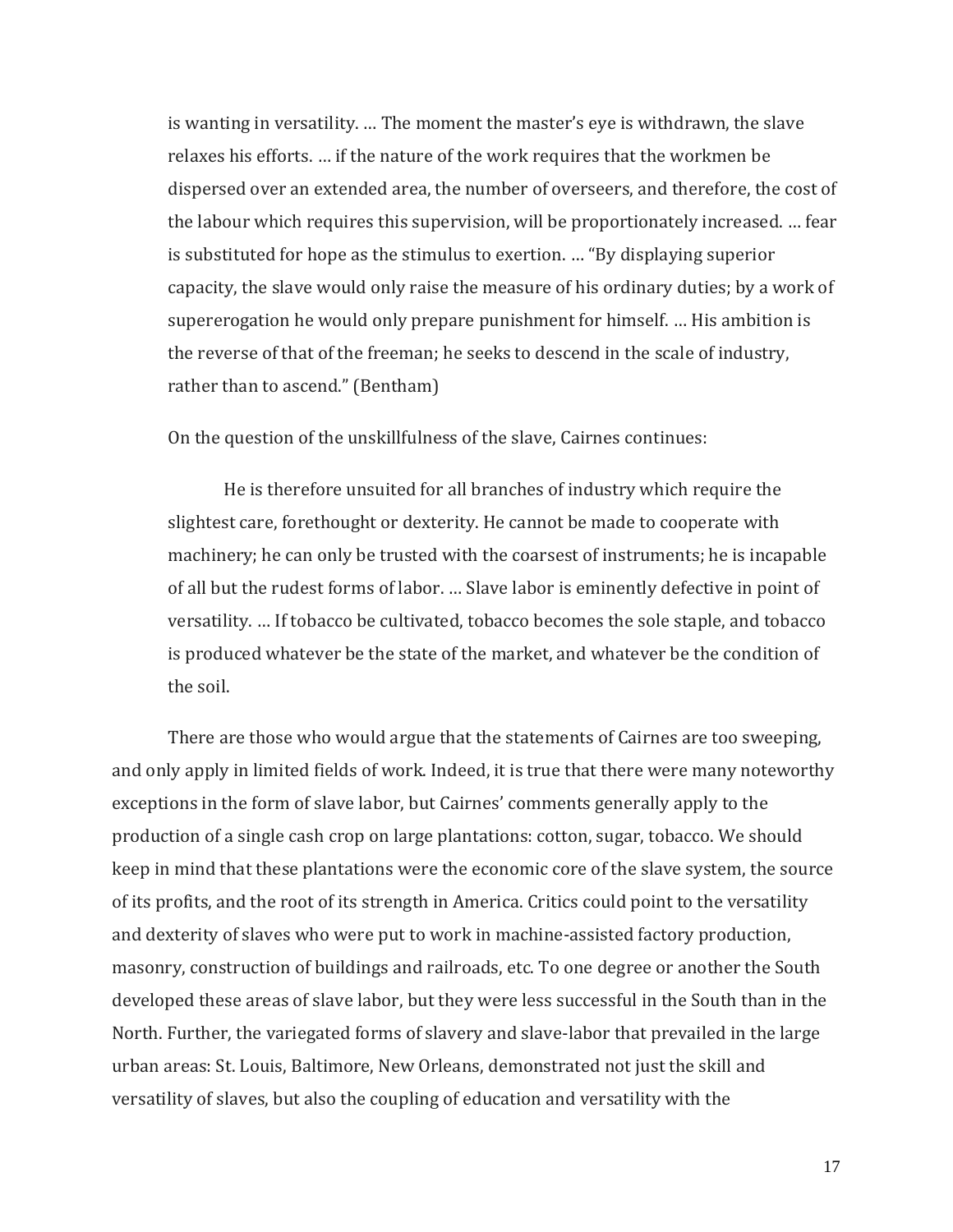> is wanting in versatility. … The moment the master's eye is withdrawn, the slave relaxes his efforts. … if the nature of the work requires that the workmen be dispersed over an extended area, the number of overseers, and therefore, the cost of the labour which requires this supervision, will be proportionately increased. … fear is substituted for hope as the stimulus to exertion. … "By displaying superior capacity, the slave would only raise the measure of his ordinary duties; by a work of supererogation he would only prepare punishment for himself. … His ambition is the reverse of that of the freeman; he seeks to descend in the scale of industry, rather than to ascend." (Bentham)

On the question of the unskillfulness of the slave, Cairnes continues:

> He is therefore unsuited for all branches of industry which require the slightest care, forethought or dexterity. He cannot be made to cooperate with machinery; he can only be trusted with the coarsest of instruments; he is incapable of all but the rudest forms of labor. … Slave labor is eminently defective in point of versatility. … If tobacco be cultivated, tobacco becomes the sole staple, and tobacco is produced whatever be the state of the market, and whatever be the condition of the soil.

There are those who would argue that the statements of Cairnes are too sweeping, and only apply in limited fields of work. Indeed, it is true that there were many noteworthy exceptions in the form of slave labor, but Cairnes' comments generally apply to the production of a single cash crop on large plantations: cotton, sugar, tobacco. We should keep in mind that these plantations were the economic core of the slave system, the source of its profits, and the root of its strength in America. Critics could point to the versatility and dexterity of slaves who were put to work in machine-assisted factory production, masonry, construction of buildings and railroads, etc. To one degree or another the South developed these areas of slave labor, but they were less successful in the South than in the North. Further, the variegated forms of slavery and slave-labor that prevailed in the large urban areas: St. Louis, Baltimore, New Orleans, demonstrated not just the skill and versatility of slaves, but also the coupling of education and versatility with the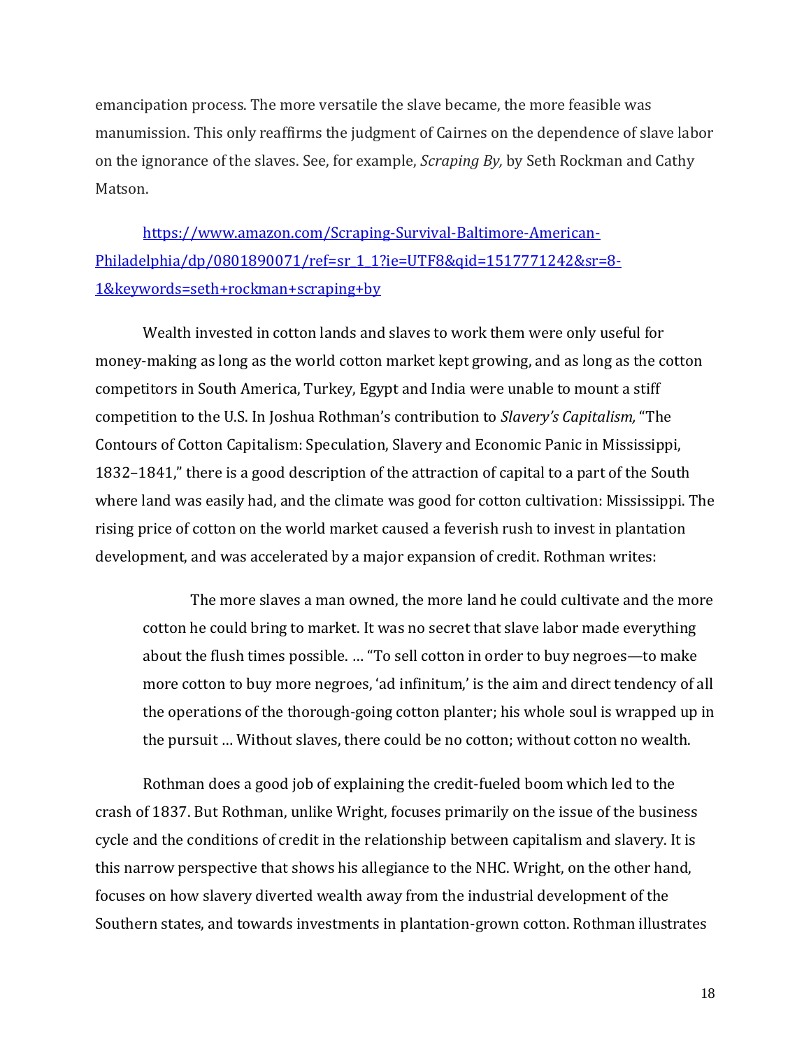emancipation process. The more versatile the slave became, the more feasible was manumission. This only reaffirms the judgment of Cairnes on the dependence of slave labor on the ignorance of the slaves. See, for example, *Scraping By,* by Seth Rockman and Cathy Matson.

[https://www.amazon.com/Scraping-Survival-Baltimore-American-Philadelphia/dp/0801890071/ref=sr_1_1?ie=UTF8&qid=1517771242&sr=8-1&keywords=seth+rockman+scraping+by](https://www.amazon.com/Scraping-Survival-Baltimore-American-Philadelphia/dp/0801890071/ref=sr_1_1?ie=UTF8&qid=1517771242&sr=8-1&keywords=seth+rockman+scraping+by)

Wealth invested in cotton lands and slaves to work them were only useful for money-making as long as the world cotton market kept growing, and as long as the cotton competitors in South America, Turkey, Egypt and India were unable to mount a stiff competition to the U.S. In Joshua Rothman's contribution to *Slavery's Capitalism,* "The Contours of Cotton Capitalism: Speculation, Slavery and Economic Panic in Mississippi, 1832–1841," there is a good description of the attraction of capital to a part of the South where land was easily had, and the climate was good for cotton cultivation: Mississippi. The rising price of cotton on the world market caused a feverish rush to invest in plantation development, and was accelerated by a major expansion of credit. Rothman writes:

> The more slaves a man owned, the more land he could cultivate and the more cotton he could bring to market. It was no secret that slave labor made everything about the flush times possible. … "To sell cotton in order to buy negroes—to make more cotton to buy more negroes, 'ad infinitum,' is the aim and direct tendency of all the operations of the thorough-going cotton planter; his whole soul is wrapped up in the pursuit … Without slaves, there could be no cotton; without cotton no wealth.

Rothman does a good job of explaining the credit-fueled boom which led to the crash of 1837. But Rothman, unlike Wright, focuses primarily on the issue of the business cycle and the conditions of credit in the relationship between capitalism and slavery. It is this narrow perspective that shows his allegiance to the NHC. Wright, on the other hand, focuses on how slavery diverted wealth away from the industrial development of the Southern states, and towards investments in plantation-grown cotton. Rothman illustrates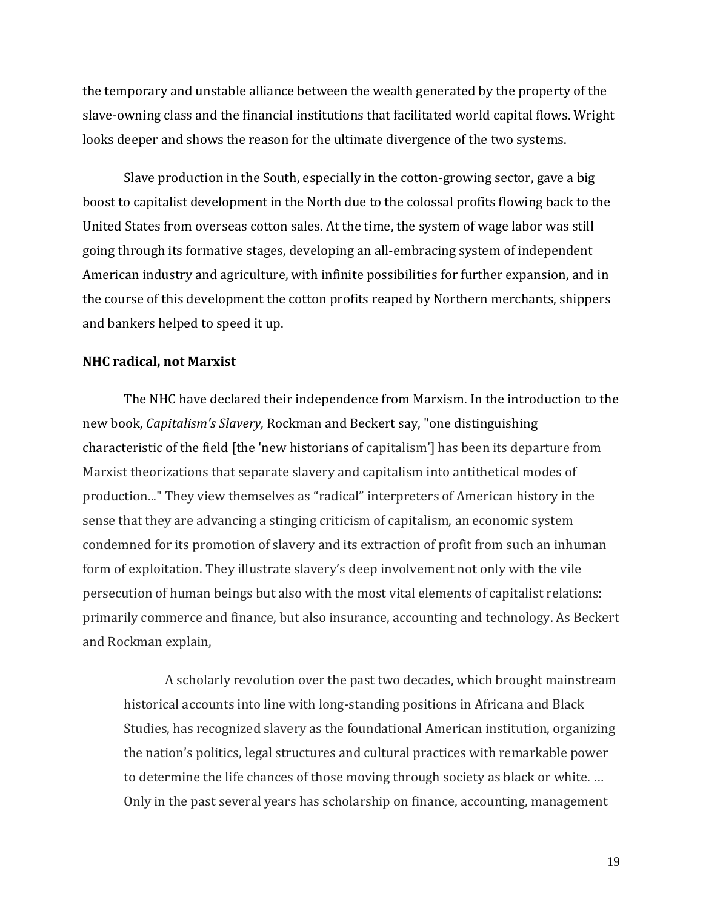the temporary and unstable alliance between the wealth generated by the property of the slave-owning class and the financial institutions that facilitated world capital flows. Wright looks deeper and shows the reason for the ultimate divergence of the two systems.

Slave production in the South, especially in the cotton-growing sector, gave a big boost to capitalist development in the North due to the colossal profits flowing back to the United States from overseas cotton sales. At the time, the system of wage labor was still going through its formative stages, developing an all-embracing system of independent American industry and agriculture, with infinite possibilities for further expansion, and in the course of this development the cotton profits reaped by Northern merchants, shippers and bankers helped to speed it up.

**NHC radical, not Marxist**

The NHC have declared their independence from Marxism. In the introduction to the new book, *Capitalism's Slavery,* Rockman and Beckert say, "one distinguishing characteristic of the field [the 'new historians of capitalism'] has been its departure from Marxist theorizations that separate slavery and capitalism into antithetical modes of production..." They view themselves as "radical" interpreters of American history in the sense that they are advancing a stinging criticism of capitalism, an economic system condemned for its promotion of slavery and its extraction of profit from such an inhuman form of exploitation. They illustrate slavery's deep involvement not only with the vile persecution of human beings but also with the most vital elements of capitalist relations: primarily commerce and finance, but also insurance, accounting and technology. As Beckert and Rockman explain,

> A scholarly revolution over the past two decades, which brought mainstream historical accounts into line with long-standing positions in Africana and Black Studies, has recognized slavery as the foundational American institution, organizing the nation's politics, legal structures and cultural practices with remarkable power to determine the life chances of those moving through society as black or white. … Only in the past several years has scholarship on finance, accounting, management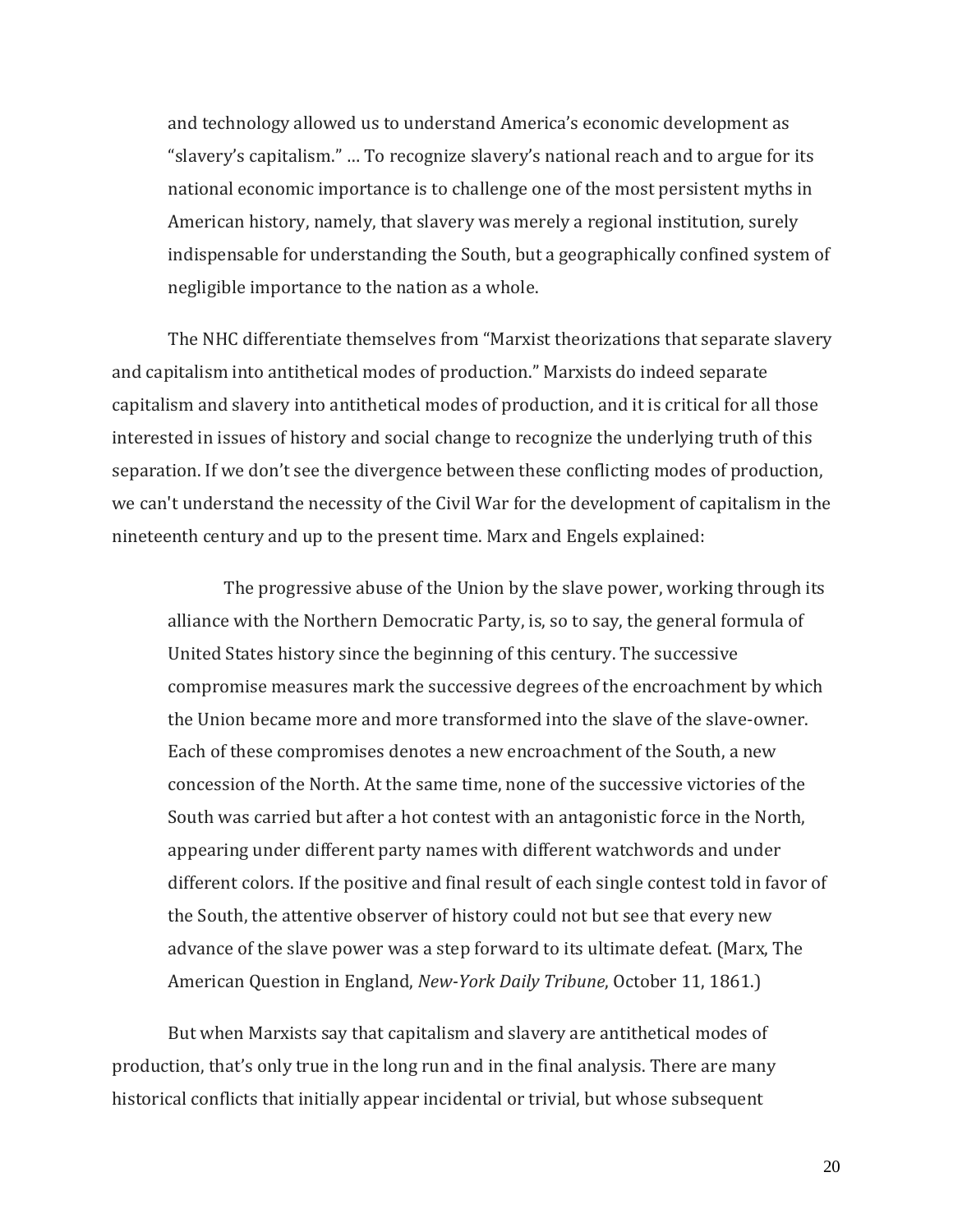> and technology allowed us to understand America's economic development as "slavery's capitalism." … To recognize slavery's national reach and to argue for its national economic importance is to challenge one of the most persistent myths in American history, namely, that slavery was merely a regional institution, surely indispensable for understanding the South, but a geographically confined system of negligible importance to the nation as a whole.

The NHC differentiate themselves from "Marxist theorizations that separate slavery and capitalism into antithetical modes of production." Marxists do indeed separate capitalism and slavery into antithetical modes of production, and it is critical for all those interested in issues of history and social change to recognize the underlying truth of this separation. If we don't see the divergence between these conflicting modes of production, we can't understand the necessity of the Civil War for the development of capitalism in the nineteenth century and up to the present time. Marx and Engels explained:

> The progressive abuse of the Union by the slave power, working through its alliance with the Northern Democratic Party, is, so to say, the general formula of United States history since the beginning of this century. The successive compromise measures mark the successive degrees of the encroachment by which the Union became more and more transformed into the slave of the slave-owner. Each of these compromises denotes a new encroachment of the South, a new concession of the North. At the same time, none of the successive victories of the South was carried but after a hot contest with an antagonistic force in the North, appearing under different party names with different watchwords and under different colors. If the positive and final result of each single contest told in favor of the South, the attentive observer of history could not but see that every new advance of the slave power was a step forward to its ultimate defeat. (Marx, The American Question in England, *New-York Daily Tribune*, October 11, 1861.)

But when Marxists say that capitalism and slavery are antithetical modes of production, that's only true in the long run and in the final analysis. There are many historical conflicts that initially appear incidental or trivial, but whose subsequent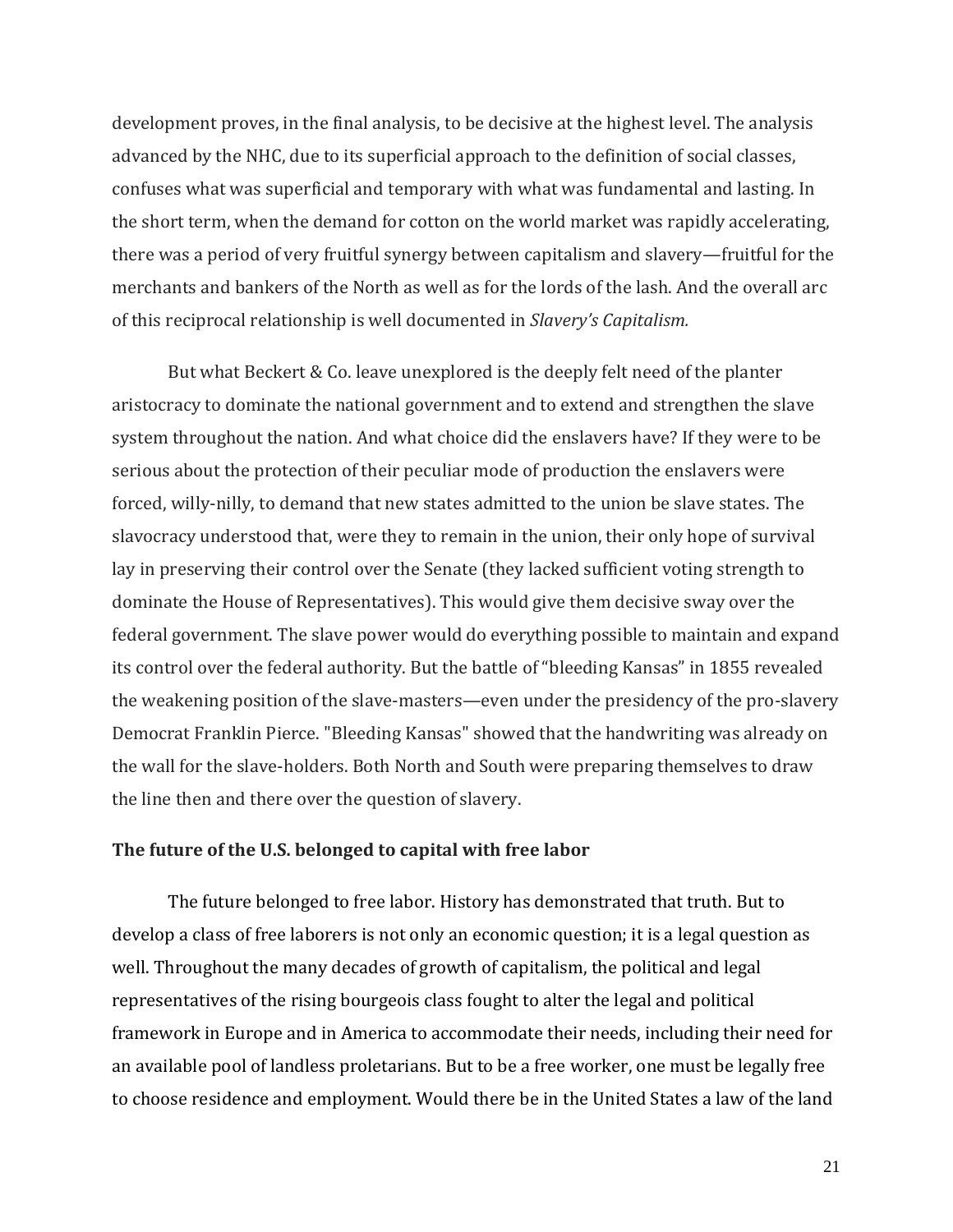development proves, in the final analysis, to be decisive at the highest level. The analysis advanced by the NHC, due to its superficial approach to the definition of social classes, confuses what was superficial and temporary with what was fundamental and lasting. In the short term, when the demand for cotton on the world market was rapidly accelerating, there was a period of very fruitful synergy between capitalism and slavery—fruitful for the merchants and bankers of the North as well as for the lords of the lash. And the overall arc of this reciprocal relationship is well documented in *Slavery's Capitalism.*

But what Beckert & Co. leave unexplored is the deeply felt need of the planter aristocracy to dominate the national government and to extend and strengthen the slave system throughout the nation. And what choice did the enslavers have? If they were to be serious about the protection of their peculiar mode of production the enslavers were forced, willy-nilly, to demand that new states admitted to the union be slave states. The slavocracy understood that, were they to remain in the union, their only hope of survival lay in preserving their control over the Senate (they lacked sufficient voting strength to dominate the House of Representatives). This would give them decisive sway over the federal government. The slave power would do everything possible to maintain and expand its control over the federal authority. But the battle of "bleeding Kansas" in 1855 revealed the weakening position of the slave-masters—even under the presidency of the pro-slavery Democrat Franklin Pierce. "Bleeding Kansas" showed that the handwriting was already on the wall for the slave-holders. Both North and South were preparing themselves to draw the line then and there over the question of slavery.

**The future of the U.S. belonged to capital with free labor**

The future belonged to free labor. History has demonstrated that truth. But to develop a class of free laborers is not only an economic question; it is a legal question as well. Throughout the many decades of growth of capitalism, the political and legal representatives of the rising bourgeois class fought to alter the legal and political framework in Europe and in America to accommodate their needs, including their need for an available pool of landless proletarians. But to be a free worker, one must be legally free to choose residence and employment. Would there be in the United States a law of the land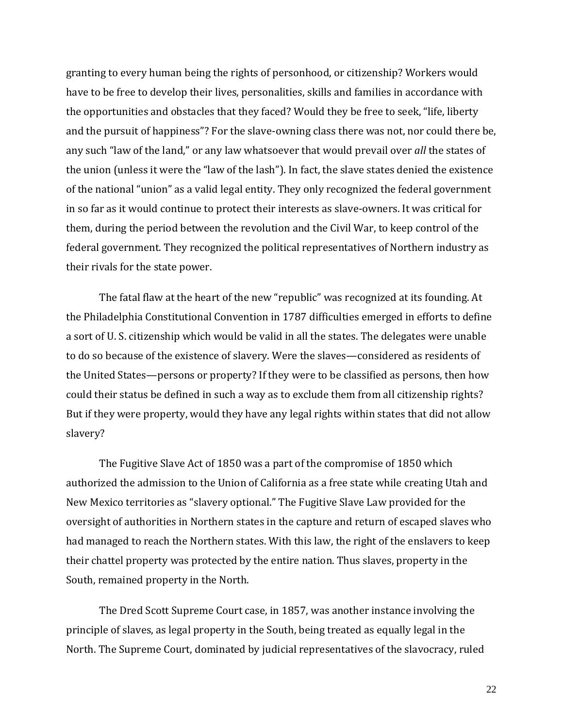granting to every human being the rights of personhood, or citizenship? Workers would have to be free to develop their lives, personalities, skills and families in accordance with the opportunities and obstacles that they faced? Would they be free to seek, "life, liberty and the pursuit of happiness"? For the slave-owning class there was not, nor could there be, any such "law of the land," or any law whatsoever that would prevail over *all* the states of the union (unless it were the "law of the lash"). In fact, the slave states denied the existence of the national "union" as a valid legal entity. They only recognized the federal government in so far as it would continue to protect their interests as slave-owners. It was critical for them, during the period between the revolution and the Civil War, to keep control of the federal government. They recognized the political representatives of Northern industry as their rivals for the state power.

The fatal flaw at the heart of the new "republic" was recognized at its founding. At the Philadelphia Constitutional Convention in 1787 difficulties emerged in efforts to define a sort of U. S. citizenship which would be valid in all the states. The delegates were unable to do so because of the existence of slavery. Were the slaves—considered as residents of the United States—persons or property? If they were to be classified as persons, then how could their status be defined in such a way as to exclude them from all citizenship rights? But if they were property, would they have any legal rights within states that did not allow slavery?

The Fugitive Slave Act of 1850 was a part of the compromise of 1850 which authorized the admission to the Union of California as a free state while creating Utah and New Mexico territories as "slavery optional." The Fugitive Slave Law provided for the oversight of authorities in Northern states in the capture and return of escaped slaves who had managed to reach the Northern states. With this law, the right of the enslavers to keep their chattel property was protected by the entire nation. Thus slaves, property in the South, remained property in the North.

The Dred Scott Supreme Court case, in 1857, was another instance involving the principle of slaves, as legal property in the South, being treated as equally legal in the North. The Supreme Court, dominated by judicial representatives of the slavocracy, ruled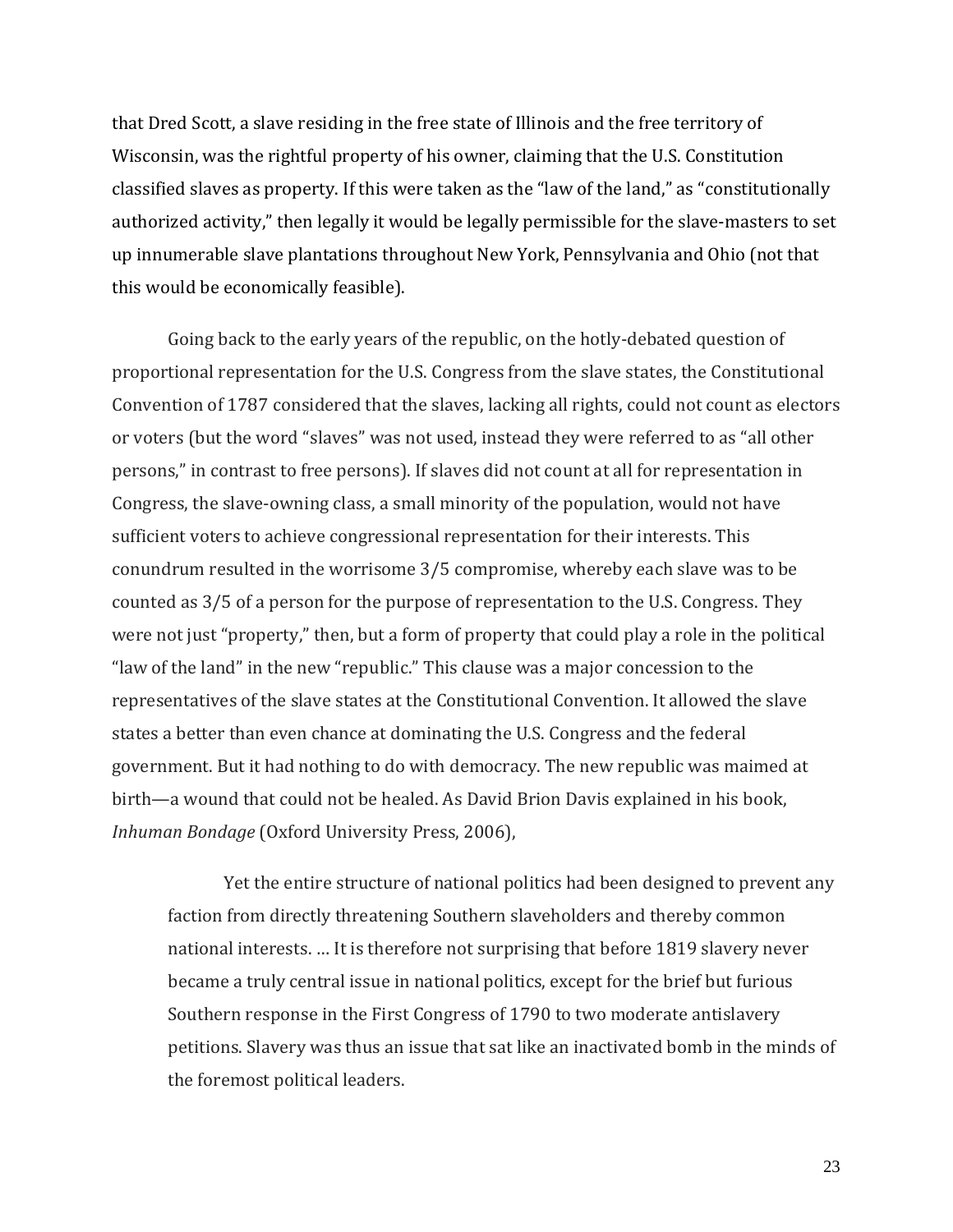that Dred Scott, a slave residing in the free state of Illinois and the free territory of Wisconsin, was the rightful property of his owner, claiming that the U.S. Constitution classified slaves as property. If this were taken as the "law of the land," as "constitutionally authorized activity," then legally it would be legally permissible for the slave-masters to set up innumerable slave plantations throughout New York, Pennsylvania and Ohio (not that this would be economically feasible).

Going back to the early years of the republic, on the hotly-debated question of proportional representation for the U.S. Congress from the slave states, the Constitutional Convention of 1787 considered that the slaves, lacking all rights, could not count as electors or voters (but the word "slaves" was not used, instead they were referred to as "all other persons," in contrast to free persons). If slaves did not count at all for representation in Congress, the slave-owning class, a small minority of the population, would not have sufficient voters to achieve congressional representation for their interests. This conundrum resulted in the worrisome 3/5 compromise, whereby each slave was to be counted as 3/5 of a person for the purpose of representation to the U.S. Congress. They were not just "property," then, but a form of property that could play a role in the political "law of the land" in the new "republic." This clause was a major concession to the representatives of the slave states at the Constitutional Convention. It allowed the slave states a better than even chance at dominating the U.S. Congress and the federal government. But it had nothing to do with democracy. The new republic was maimed at birth—a wound that could not be healed. As David Brion Davis explained in his book, *Inhuman Bondage* (Oxford University Press, 2006),

> Yet the entire structure of national politics had been designed to prevent any faction from directly threatening Southern slaveholders and thereby common national interests. … It is therefore not surprising that before 1819 slavery never became a truly central issue in national politics, except for the brief but furious Southern response in the First Congress of 1790 to two moderate antislavery petitions. Slavery was thus an issue that sat like an inactivated bomb in the minds of the foremost political leaders.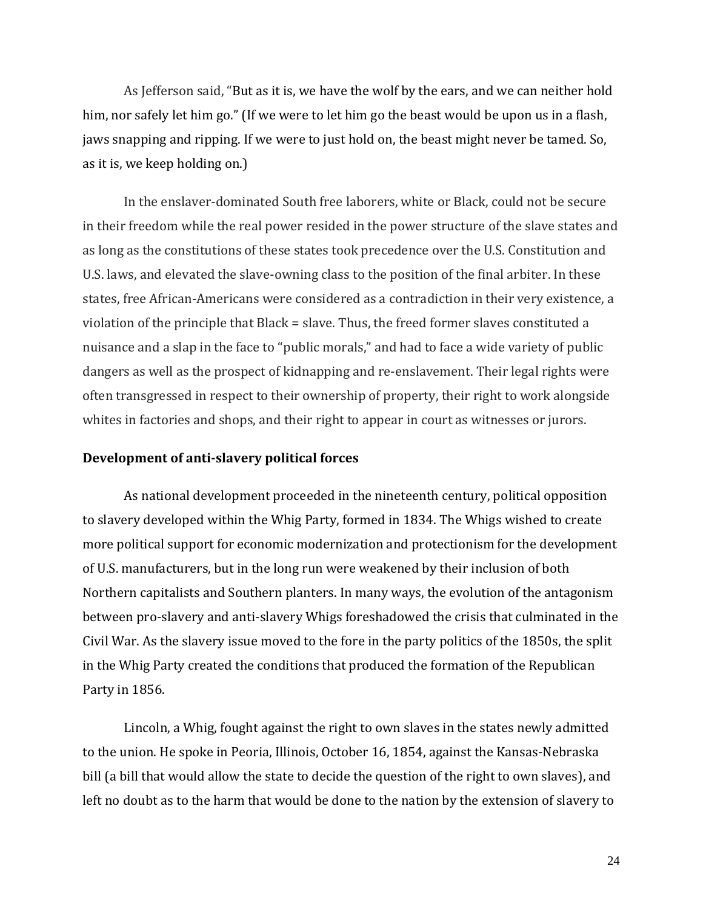As Jefferson said, "But as it is, we have the wolf by the ears, and we can neither hold him, nor safely let him go." (If we were to let him go the beast would be upon us in a flash, jaws snapping and ripping. If we were to just hold on, the beast might never be tamed. So, as it is, we keep holding on.)

In the enslaver-dominated South free laborers, white or Black, could not be secure in their freedom while the real power resided in the power structure of the slave states and as long as the constitutions of these states took precedence over the U.S. Constitution and U.S. laws, and elevated the slave-owning class to the position of the final arbiter. In these states, free African-Americans were considered as a contradiction in their very existence, a violation of the principle that Black = slave. Thus, the freed former slaves constituted a nuisance and a slap in the face to "public morals," and had to face a wide variety of public dangers as well as the prospect of kidnapping and re-enslavement. Their legal rights were often transgressed in respect to their ownership of property, their right to work alongside whites in factories and shops, and their right to appear in court as witnesses or jurors.

## Development of anti-slavery political forces

As national development proceeded in the nineteenth century, political opposition to slavery developed within the Whig Party, formed in 1834. The Whigs wished to create more political support for economic modernization and protectionism for the development of U.S. manufacturers, but in the long run were weakened by their inclusion of both Northern capitalists and Southern planters. In many ways, the evolution of the antagonism between pro-slavery and anti-slavery Whigs foreshadowed the crisis that culminated in the Civil War. As the slavery issue moved to the fore in the party politics of the 1850s, the split in the Whig Party created the conditions that produced the formation of the Republican Party in 1856.

Lincoln, a Whig, fought against the right to own slaves in the states newly admitted to the union. He spoke in Peoria, Illinois, October 16, 1854, against the Kansas-Nebraska bill (a bill that would allow the state to decide the question of the right to own slaves), and left no doubt as to the harm that would be done to the nation by the extension of slavery to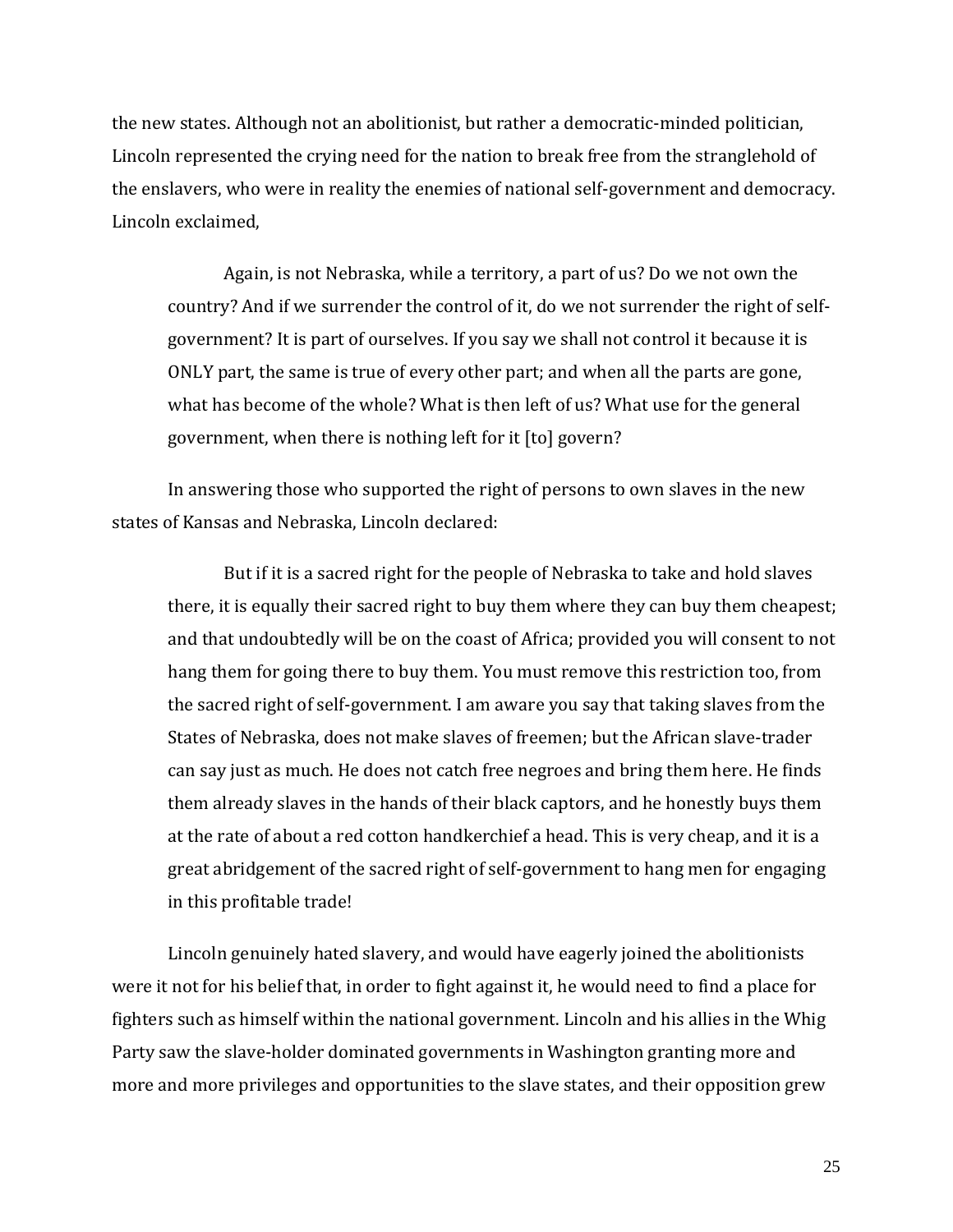the new states. Although not an abolitionist, but rather a democratic-minded politician, Lincoln represented the crying need for the nation to break free from the stranglehold of the enslavers, who were in reality the enemies of national self-government and democracy. Lincoln exclaimed,

> Again, is not Nebraska, while a territory, a part of us? Do we not own the country? And if we surrender the control of it, do we not surrender the right of self-government? It is part of ourselves. If you say we shall not control it because it is ONLY part, the same is true of every other part; and when all the parts are gone, what has become of the whole? What is then left of us? What use for the general government, when there is nothing left for it [to] govern?

In answering those who supported the right of persons to own slaves in the new states of Kansas and Nebraska, Lincoln declared:

> But if it is a sacred right for the people of Nebraska to take and hold slaves there, it is equally their sacred right to buy them where they can buy them cheapest; and that undoubtedly will be on the coast of Africa; provided you will consent to not hang them for going there to buy them. You must remove this restriction too, from the sacred right of self-government. I am aware you say that taking slaves from the States of Nebraska, does not make slaves of freemen; but the African slave-trader can say just as much. He does not catch free negroes and bring them here. He finds them already slaves in the hands of their black captors, and he honestly buys them at the rate of about a red cotton handkerchief a head. This is very cheap, and it is a great abridgement of the sacred right of self-government to hang men for engaging in this profitable trade!

Lincoln genuinely hated slavery, and would have eagerly joined the abolitionists were it not for his belief that, in order to fight against it, he would need to find a place for fighters such as himself within the national government. Lincoln and his allies in the Whig Party saw the slave-holder dominated governments in Washington granting more and more and more privileges and opportunities to the slave states, and their opposition grew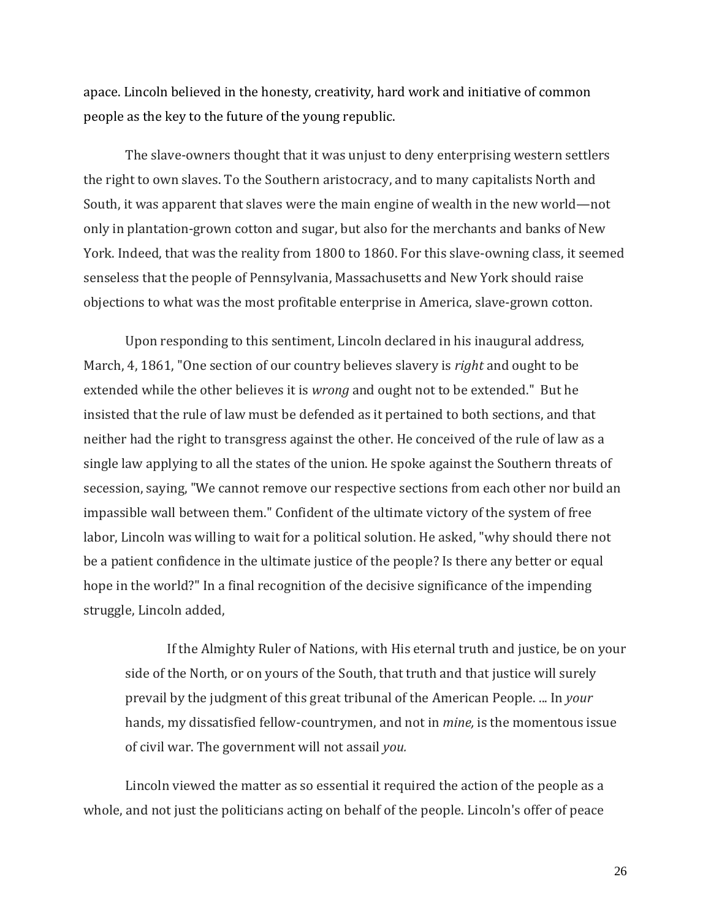apace. Lincoln believed in the honesty, creativity, hard work and initiative of common people as the key to the future of the young republic.

The slave-owners thought that it was unjust to deny enterprising western settlers the right to own slaves. To the Southern aristocracy, and to many capitalists North and South, it was apparent that slaves were the main engine of wealth in the new world—not only in plantation-grown cotton and sugar, but also for the merchants and banks of New York. Indeed, that was the reality from 1800 to 1860. For this slave-owning class, it seemed senseless that the people of Pennsylvania, Massachusetts and New York should raise objections to what was the most profitable enterprise in America, slave-grown cotton.

Upon responding to this sentiment, Lincoln declared in his inaugural address, March, 4, 1861, "One section of our country believes slavery is *right* and ought to be extended while the other believes it is *wrong* and ought not to be extended." But he insisted that the rule of law must be defended as it pertained to both sections, and that neither had the right to transgress against the other. He conceived of the rule of law as a single law applying to all the states of the union. He spoke against the Southern threats of secession, saying, "We cannot remove our respective sections from each other nor build an impassible wall between them." Confident of the ultimate victory of the system of free labor, Lincoln was willing to wait for a political solution. He asked, "why should there not be a patient confidence in the ultimate justice of the people? Is there any better or equal hope in the world?" In a final recognition of the decisive significance of the impending struggle, Lincoln added,

> If the Almighty Ruler of Nations, with His eternal truth and justice, be on your side of the North, or on yours of the South, that truth and that justice will surely prevail by the judgment of this great tribunal of the American People. ... In *your* hands, my dissatisfied fellow-countrymen, and not in *mine,* is the momentous issue of civil war. The government will not assail *you.*

Lincoln viewed the matter as so essential it required the action of the people as a whole, and not just the politicians acting on behalf of the people. Lincoln's offer of peace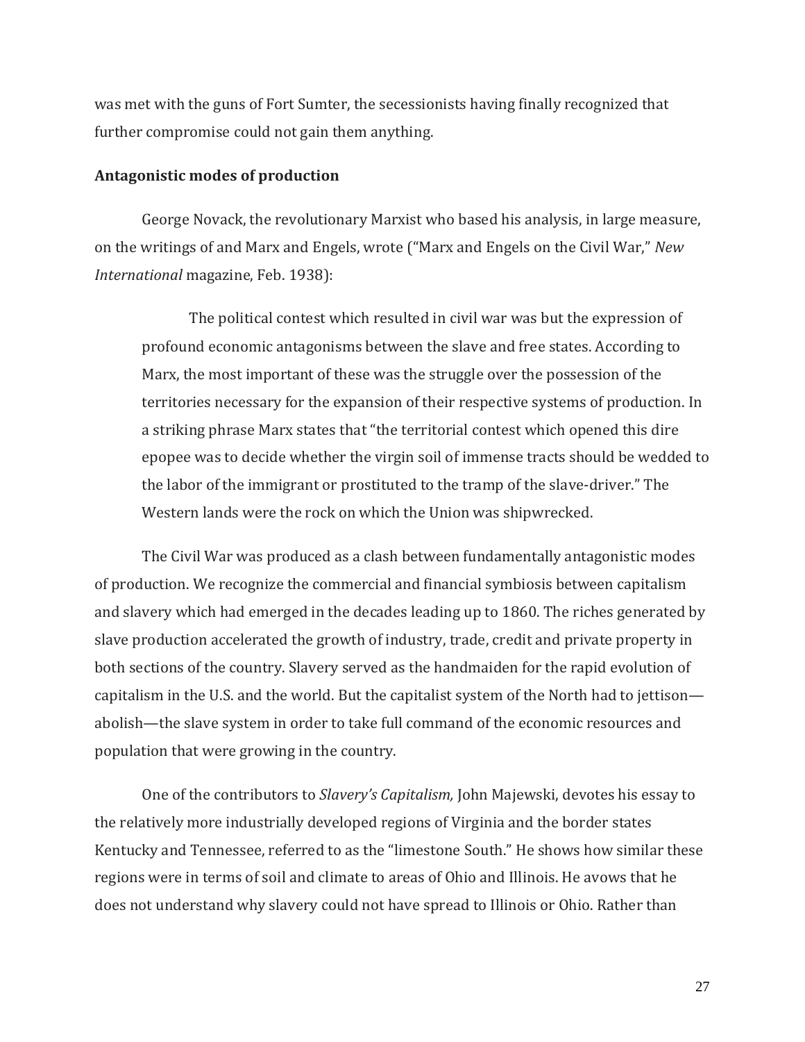was met with the guns of Fort Sumter, the secessionists having finally recognized that further compromise could not gain them anything.

**Antagonistic modes of production**

George Novack, the revolutionary Marxist who based his analysis, in large measure, on the writings of and Marx and Engels, wrote ("Marx and Engels on the Civil War," *New International* magazine, Feb. 1938):

> The political contest which resulted in civil war was but the expression of profound economic antagonisms between the slave and free states. According to Marx, the most important of these was the struggle over the possession of the territories necessary for the expansion of their respective systems of production. In a striking phrase Marx states that "the territorial contest which opened this dire epopee was to decide whether the virgin soil of immense tracts should be wedded to the labor of the immigrant or prostituted to the tramp of the slave-driver." The Western lands were the rock on which the Union was shipwrecked.

The Civil War was produced as a clash between fundamentally antagonistic modes of production. We recognize the commercial and financial symbiosis between capitalism and slavery which had emerged in the decades leading up to 1860. The riches generated by slave production accelerated the growth of industry, trade, credit and private property in both sections of the country. Slavery served as the handmaiden for the rapid evolution of capitalism in the U.S. and the world. But the capitalist system of the North had to jettison—abolish—the slave system in order to take full command of the economic resources and population that were growing in the country.

One of the contributors to *Slavery's Capitalism,* John Majewski, devotes his essay to the relatively more industrially developed regions of Virginia and the border states Kentucky and Tennessee, referred to as the "limestone South." He shows how similar these regions were in terms of soil and climate to areas of Ohio and Illinois. He avows that he does not understand why slavery could not have spread to Illinois or Ohio. Rather than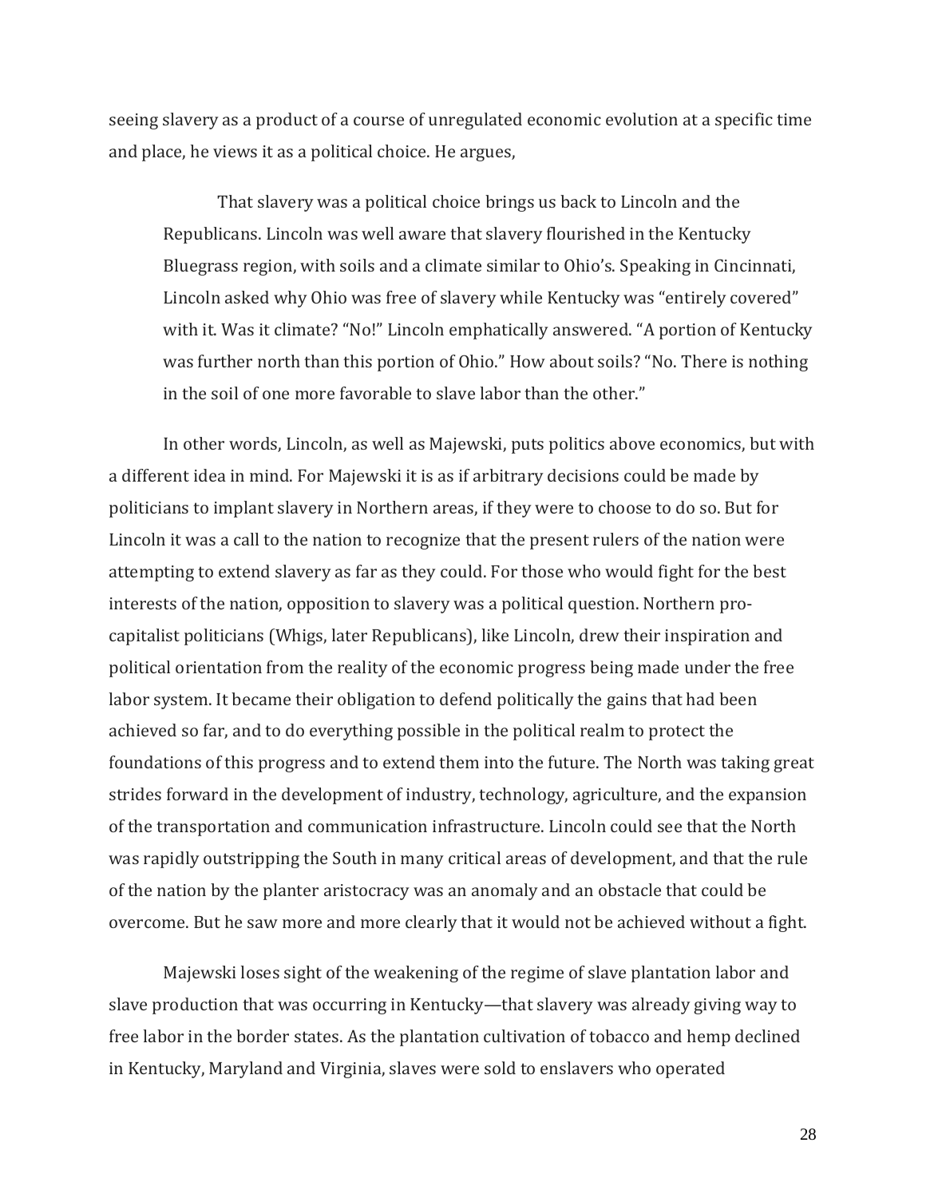seeing slavery as a product of a course of unregulated economic evolution at a specific time and place, he views it as a political choice. He argues,

> That slavery was a political choice brings us back to Lincoln and the Republicans. Lincoln was well aware that slavery flourished in the Kentucky Bluegrass region, with soils and a climate similar to Ohio's. Speaking in Cincinnati, Lincoln asked why Ohio was free of slavery while Kentucky was "entirely covered" with it. Was it climate? "No!" Lincoln emphatically answered. "A portion of Kentucky was further north than this portion of Ohio." How about soils? "No. There is nothing in the soil of one more favorable to slave labor than the other."

In other words, Lincoln, as well as Majewski, puts politics above economics, but with a different idea in mind. For Majewski it is as if arbitrary decisions could be made by politicians to implant slavery in Northern areas, if they were to choose to do so. But for Lincoln it was a call to the nation to recognize that the present rulers of the nation were attempting to extend slavery as far as they could. For those who would fight for the best interests of the nation, opposition to slavery was a political question. Northern pro-capitalist politicians (Whigs, later Republicans), like Lincoln, drew their inspiration and political orientation from the reality of the economic progress being made under the free labor system. It became their obligation to defend politically the gains that had been achieved so far, and to do everything possible in the political realm to protect the foundations of this progress and to extend them into the future. The North was taking great strides forward in the development of industry, technology, agriculture, and the expansion of the transportation and communication infrastructure. Lincoln could see that the North was rapidly outstripping the South in many critical areas of development, and that the rule of the nation by the planter aristocracy was an anomaly and an obstacle that could be overcome. But he saw more and more clearly that it would not be achieved without a fight.

Majewski loses sight of the weakening of the regime of slave plantation labor and slave production that was occurring in Kentucky—that slavery was already giving way to free labor in the border states. As the plantation cultivation of tobacco and hemp declined in Kentucky, Maryland and Virginia, slaves were sold to enslavers who operated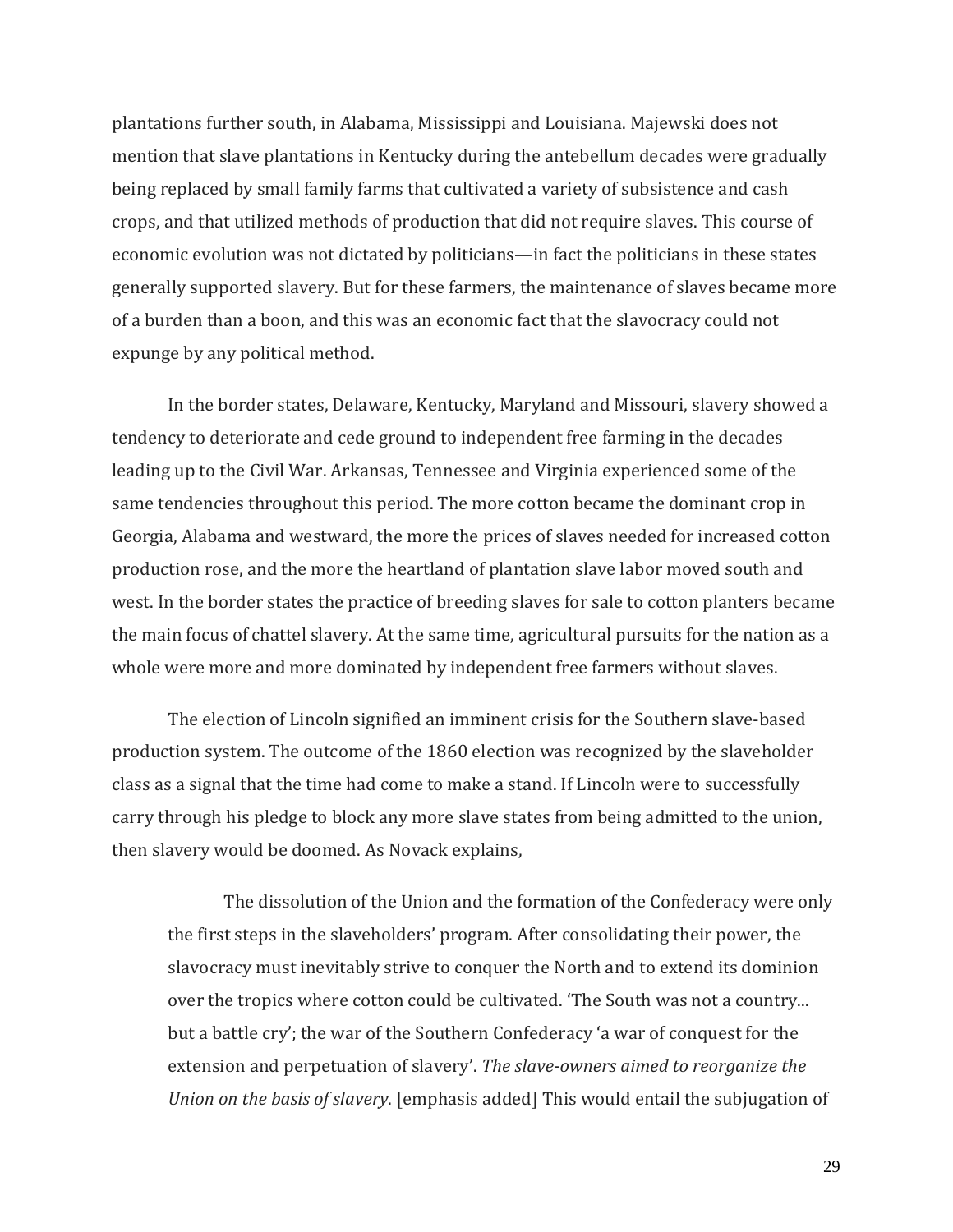plantations further south, in Alabama, Mississippi and Louisiana. Majewski does not mention that slave plantations in Kentucky during the antebellum decades were gradually being replaced by small family farms that cultivated a variety of subsistence and cash crops, and that utilized methods of production that did not require slaves. This course of economic evolution was not dictated by politicians—in fact the politicians in these states generally supported slavery. But for these farmers, the maintenance of slaves became more of a burden than a boon, and this was an economic fact that the slavocracy could not expunge by any political method.

In the border states, Delaware, Kentucky, Maryland and Missouri, slavery showed a tendency to deteriorate and cede ground to independent free farming in the decades leading up to the Civil War. Arkansas, Tennessee and Virginia experienced some of the same tendencies throughout this period. The more cotton became the dominant crop in Georgia, Alabama and westward, the more the prices of slaves needed for increased cotton production rose, and the more the heartland of plantation slave labor moved south and west. In the border states the practice of breeding slaves for sale to cotton planters became the main focus of chattel slavery. At the same time, agricultural pursuits for the nation as a whole were more and more dominated by independent free farmers without slaves.

The election of Lincoln signified an imminent crisis for the Southern slave-based production system. The outcome of the 1860 election was recognized by the slaveholder class as a signal that the time had come to make a stand. If Lincoln were to successfully carry through his pledge to block any more slave states from being admitted to the union, then slavery would be doomed. As Novack explains,

> The dissolution of the Union and the formation of the Confederacy were only the first steps in the slaveholders' program. After consolidating their power, the slavocracy must inevitably strive to conquer the North and to extend its dominion over the tropics where cotton could be cultivated. 'The South was not a country... but a battle cry'; the war of the Southern Confederacy 'a war of conquest for the extension and perpetuation of slavery'. *The slave-owners aimed to reorganize the Union on the basis of slavery*. [emphasis added] This would entail the subjugation of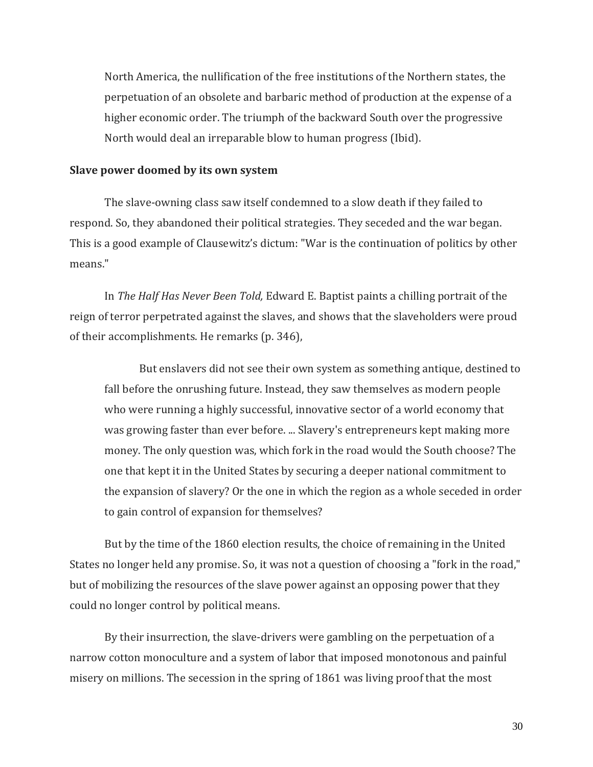> North America, the nullification of the free institutions of the Northern states, the perpetuation of an obsolete and barbaric method of production at the expense of a higher economic order. The triumph of the backward South over the progressive North would deal an irreparable blow to human progress (Ibid).

**Slave power doomed by its own system**

The slave-owning class saw itself condemned to a slow death if they failed to respond. So, they abandoned their political strategies. They seceded and the war began. This is a good example of Clausewitz's dictum: "War is the continuation of politics by other means."

In *The Half Has Never Been Told,* Edward E. Baptist paints a chilling portrait of the reign of terror perpetrated against the slaves, and shows that the slaveholders were proud of their accomplishments. He remarks (p. 346),

> But enslavers did not see their own system as something antique, destined to fall before the onrushing future. Instead, they saw themselves as modern people who were running a highly successful, innovative sector of a world economy that was growing faster than ever before. ... Slavery's entrepreneurs kept making more money. The only question was, which fork in the road would the South choose? The one that kept it in the United States by securing a deeper national commitment to the expansion of slavery? Or the one in which the region as a whole seceded in order to gain control of expansion for themselves?

But by the time of the 1860 election results, the choice of remaining in the United States no longer held any promise. So, it was not a question of choosing a "fork in the road," but of mobilizing the resources of the slave power against an opposing power that they could no longer control by political means.

By their insurrection, the slave-drivers were gambling on the perpetuation of a narrow cotton monoculture and a system of labor that imposed monotonous and painful misery on millions. The secession in the spring of 1861 was living proof that the most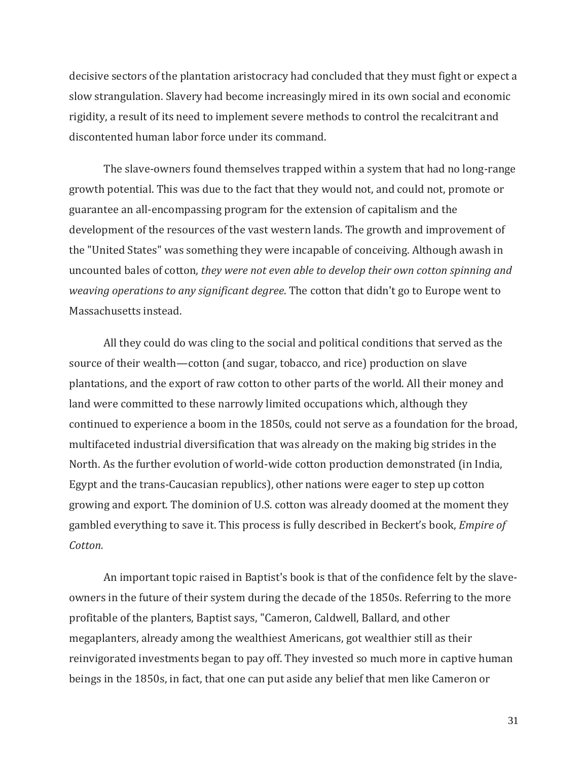decisive sectors of the plantation aristocracy had concluded that they must fight or expect a slow strangulation. Slavery had become increasingly mired in its own social and economic rigidity, a result of its need to implement severe methods to control the recalcitrant and discontented human labor force under its command.

The slave-owners found themselves trapped within a system that had no long-range growth potential. This was due to the fact that they would not, and could not, promote or guarantee an all-encompassing program for the extension of capitalism and the development of the resources of the vast western lands. The growth and improvement of the "United States" was something they were incapable of conceiving. Although awash in uncounted bales of cotton*, they were not even able to develop their own cotton spinning and weaving operations to any significant degree*. The cotton that didn't go to Europe went to Massachusetts instead.

All they could do was cling to the social and political conditions that served as the source of their wealth—cotton (and sugar, tobacco, and rice) production on slave plantations, and the export of raw cotton to other parts of the world. All their money and land were committed to these narrowly limited occupations which, although they continued to experience a boom in the 1850s, could not serve as a foundation for the broad, multifaceted industrial diversification that was already on the making big strides in the North. As the further evolution of world-wide cotton production demonstrated (in India, Egypt and the trans-Caucasian republics), other nations were eager to step up cotton growing and export. The dominion of U.S. cotton was already doomed at the moment they gambled everything to save it. This process is fully described in Beckert's book, *Empire of Cotton.*

An important topic raised in Baptist's book is that of the confidence felt by the slave-owners in the future of their system during the decade of the 1850s. Referring to the more profitable of the planters, Baptist says, "Cameron, Caldwell, Ballard, and other megaplanters, already among the wealthiest Americans, got wealthier still as their reinvigorated investments began to pay off. They invested so much more in captive human beings in the 1850s, in fact, that one can put aside any belief that men like Cameron or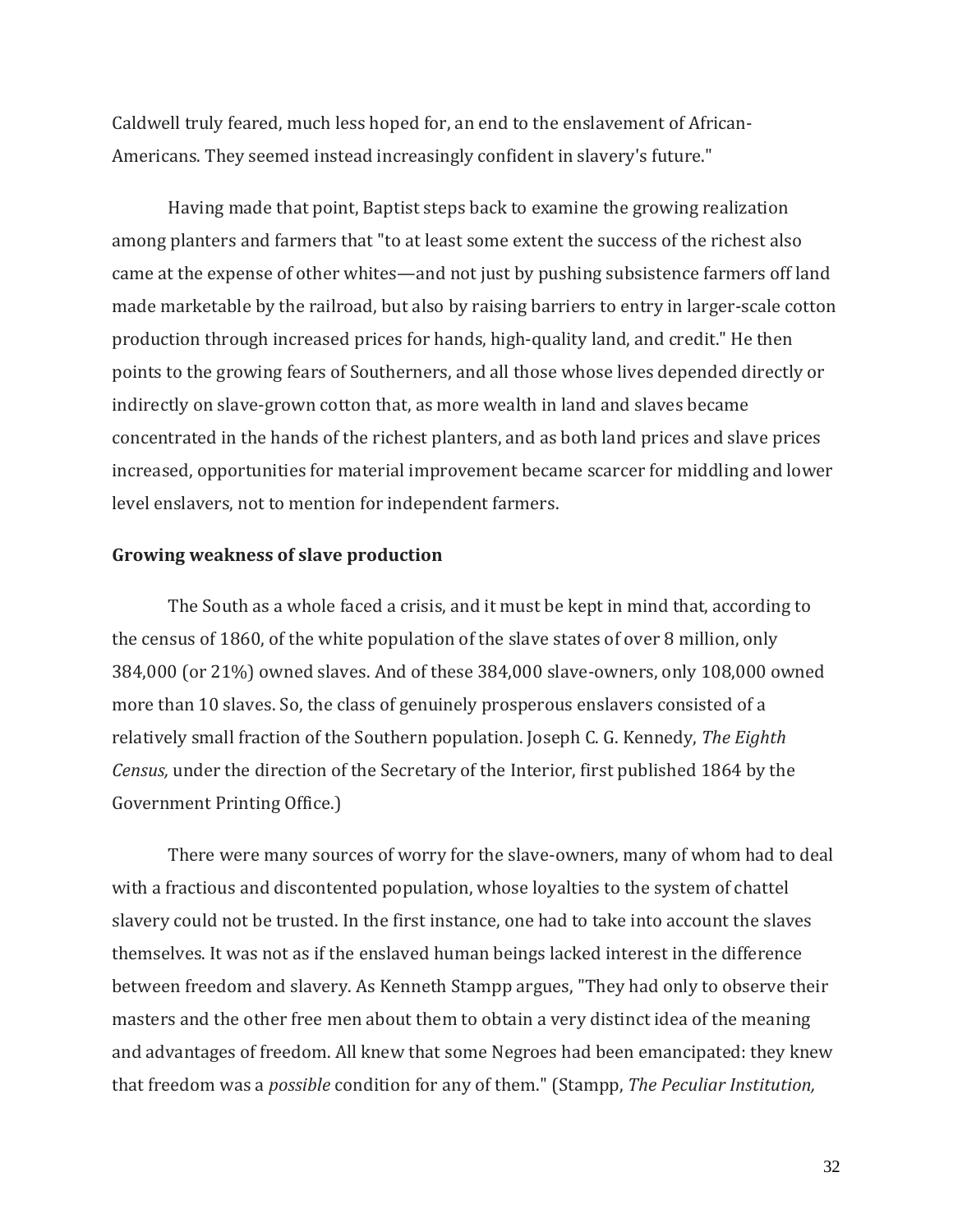Caldwell truly feared, much less hoped for, an end to the enslavement of African-Americans. They seemed instead increasingly confident in slavery's future."

Having made that point, Baptist steps back to examine the growing realization among planters and farmers that "to at least some extent the success of the richest also came at the expense of other whites—and not just by pushing subsistence farmers off land made marketable by the railroad, but also by raising barriers to entry in larger-scale cotton production through increased prices for hands, high-quality land, and credit." He then points to the growing fears of Southerners, and all those whose lives depended directly or indirectly on slave-grown cotton that, as more wealth in land and slaves became concentrated in the hands of the richest planters, and as both land prices and slave prices increased, opportunities for material improvement became scarcer for middling and lower level enslavers, not to mention for independent farmers.

**Growing weakness of slave production**

The South as a whole faced a crisis, and it must be kept in mind that, according to the census of 1860, of the white population of the slave states of over 8 million, only 384,000 (or 21%) owned slaves. And of these 384,000 slave-owners, only 108,000 owned more than 10 slaves. So, the class of genuinely prosperous enslavers consisted of a relatively small fraction of the Southern population. Joseph C. G. Kennedy, *The Eighth Census,* under the direction of the Secretary of the Interior, first published 1864 by the Government Printing Office.)

There were many sources of worry for the slave-owners, many of whom had to deal with a fractious and discontented population, whose loyalties to the system of chattel slavery could not be trusted. In the first instance, one had to take into account the slaves themselves. It was not as if the enslaved human beings lacked interest in the difference between freedom and slavery. As Kenneth Stampp argues, "They had only to observe their masters and the other free men about them to obtain a very distinct idea of the meaning and advantages of freedom. All knew that some Negroes had been emancipated: they knew that freedom was a *possible* condition for any of them." (Stampp, *The Peculiar Institution,*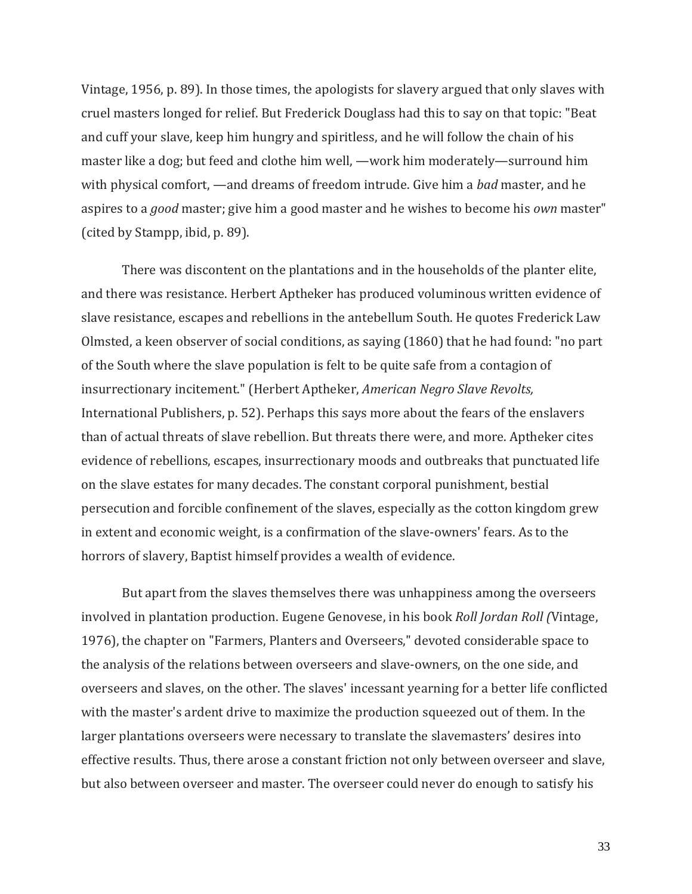Vintage, 1956, p. 89). In those times, the apologists for slavery argued that only slaves with cruel masters longed for relief. But Frederick Douglass had this to say on that topic: "Beat and cuff your slave, keep him hungry and spiritless, and he will follow the chain of his master like a dog; but feed and clothe him well, —work him moderately—surround him with physical comfort, —and dreams of freedom intrude. Give him a *bad* master, and he aspires to a *good* master; give him a good master and he wishes to become his *own* master" (cited by Stampp, ibid, p. 89).

There was discontent on the plantations and in the households of the planter elite, and there was resistance. Herbert Aptheker has produced voluminous written evidence of slave resistance, escapes and rebellions in the antebellum South. He quotes Frederick Law Olmsted, a keen observer of social conditions, as saying (1860) that he had found: "no part of the South where the slave population is felt to be quite safe from a contagion of insurrectionary incitement." (Herbert Aptheker, *American Negro Slave Revolts,* International Publishers, p. 52). Perhaps this says more about the fears of the enslavers than of actual threats of slave rebellion. But threats there were, and more. Aptheker cites evidence of rebellions, escapes, insurrectionary moods and outbreaks that punctuated life on the slave estates for many decades. The constant corporal punishment, bestial persecution and forcible confinement of the slaves, especially as the cotton kingdom grew in extent and economic weight, is a confirmation of the slave-owners' fears. As to the horrors of slavery, Baptist himself provides a wealth of evidence.

But apart from the slaves themselves there was unhappiness among the overseers involved in plantation production. Eugene Genovese, in his book *Roll Jordan Roll (*Vintage, 1976), the chapter on "Farmers, Planters and Overseers," devoted considerable space to the analysis of the relations between overseers and slave-owners, on the one side, and overseers and slaves, on the other. The slaves' incessant yearning for a better life conflicted with the master's ardent drive to maximize the production squeezed out of them. In the larger plantations overseers were necessary to translate the slavemasters' desires into effective results. Thus, there arose a constant friction not only between overseer and slave, but also between overseer and master. The overseer could never do enough to satisfy his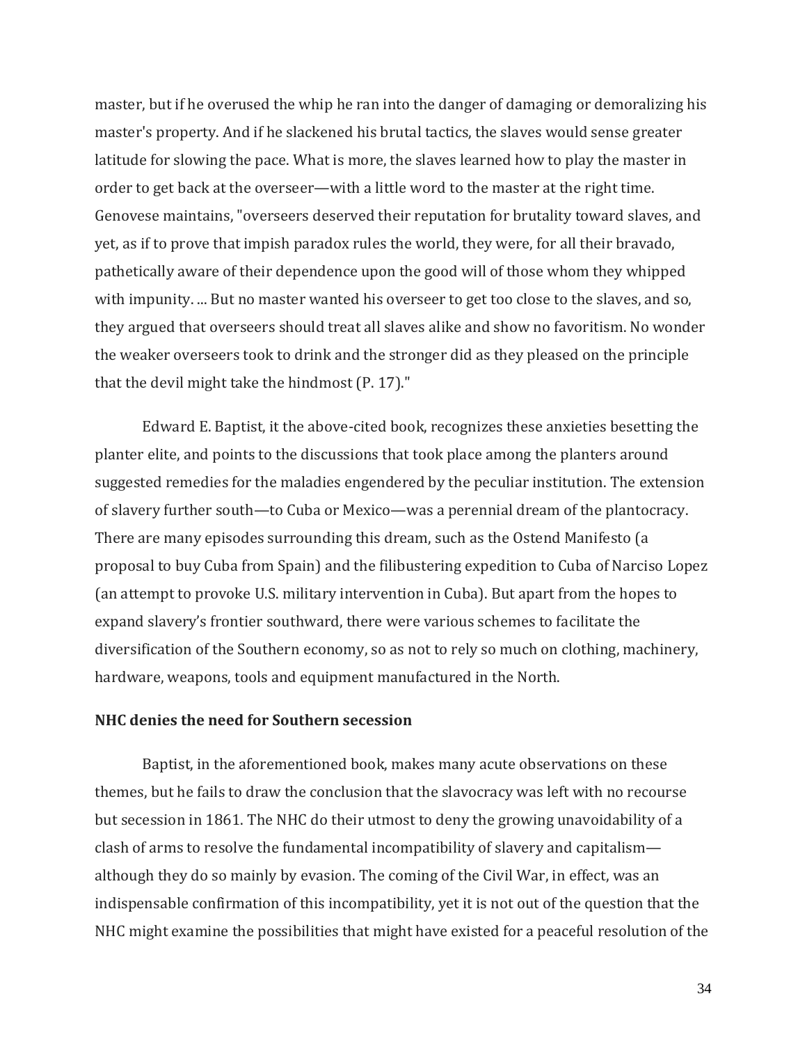master, but if he overused the whip he ran into the danger of damaging or demoralizing his master's property. And if he slackened his brutal tactics, the slaves would sense greater latitude for slowing the pace. What is more, the slaves learned how to play the master in order to get back at the overseer—with a little word to the master at the right time. Genovese maintains, "overseers deserved their reputation for brutality toward slaves, and yet, as if to prove that impish paradox rules the world, they were, for all their bravado, pathetically aware of their dependence upon the good will of those whom they whipped with impunity. ... But no master wanted his overseer to get too close to the slaves, and so, they argued that overseers should treat all slaves alike and show no favoritism. No wonder the weaker overseers took to drink and the stronger did as they pleased on the principle that the devil might take the hindmost (P. 17)."

Edward E. Baptist, it the above-cited book, recognizes these anxieties besetting the planter elite, and points to the discussions that took place among the planters around suggested remedies for the maladies engendered by the peculiar institution. The extension of slavery further south—to Cuba or Mexico—was a perennial dream of the plantocracy. There are many episodes surrounding this dream, such as the Ostend Manifesto (a proposal to buy Cuba from Spain) and the filibustering expedition to Cuba of Narciso Lopez (an attempt to provoke U.S. military intervention in Cuba). But apart from the hopes to expand slavery's frontier southward, there were various schemes to facilitate the diversification of the Southern economy, so as not to rely so much on clothing, machinery, hardware, weapons, tools and equipment manufactured in the North.

**NHC denies the need for Southern secession**

Baptist, in the aforementioned book, makes many acute observations on these themes, but he fails to draw the conclusion that the slavocracy was left with no recourse but secession in 1861. The NHC do their utmost to deny the growing unavoidability of a clash of arms to resolve the fundamental incompatibility of slavery and capitalism—although they do so mainly by evasion. The coming of the Civil War, in effect, was an indispensable confirmation of this incompatibility, yet it is not out of the question that the NHC might examine the possibilities that might have existed for a peaceful resolution of the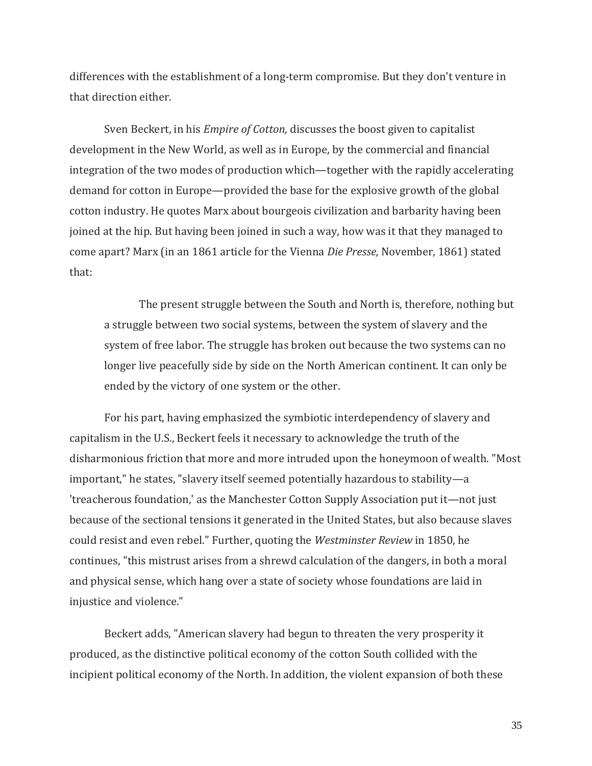differences with the establishment of a long-term compromise. But they don't venture in that direction either.

Sven Beckert, in his *Empire of Cotton,* discusses the boost given to capitalist development in the New World, as well as in Europe, by the commercial and financial integration of the two modes of production which—together with the rapidly accelerating demand for cotton in Europe—provided the base for the explosive growth of the global cotton industry. He quotes Marx about bourgeois civilization and barbarity having been joined at the hip. But having been joined in such a way, how was it that they managed to come apart? Marx (in an 1861 article for the Vienna *Die Presse,* November, 1861) stated that:

> The present struggle between the South and North is, therefore, nothing but a struggle between two social systems, between the system of slavery and the system of free labor. The struggle has broken out because the two systems can no longer live peacefully side by side on the North American continent. It can only be ended by the victory of one system or the other.

For his part, having emphasized the symbiotic interdependency of slavery and capitalism in the U.S., Beckert feels it necessary to acknowledge the truth of the disharmonious friction that more and more intruded upon the honeymoon of wealth. "Most important," he states, "slavery itself seemed potentially hazardous to stability—a 'treacherous foundation,' as the Manchester Cotton Supply Association put it—not just because of the sectional tensions it generated in the United States, but also because slaves could resist and even rebel." Further, quoting the *Westminster Review* in 1850, he continues, "this mistrust arises from a shrewd calculation of the dangers, in both a moral and physical sense, which hang over a state of society whose foundations are laid in injustice and violence."

Beckert adds, "American slavery had begun to threaten the very prosperity it produced, as the distinctive political economy of the cotton South collided with the incipient political economy of the North. In addition, the violent expansion of both these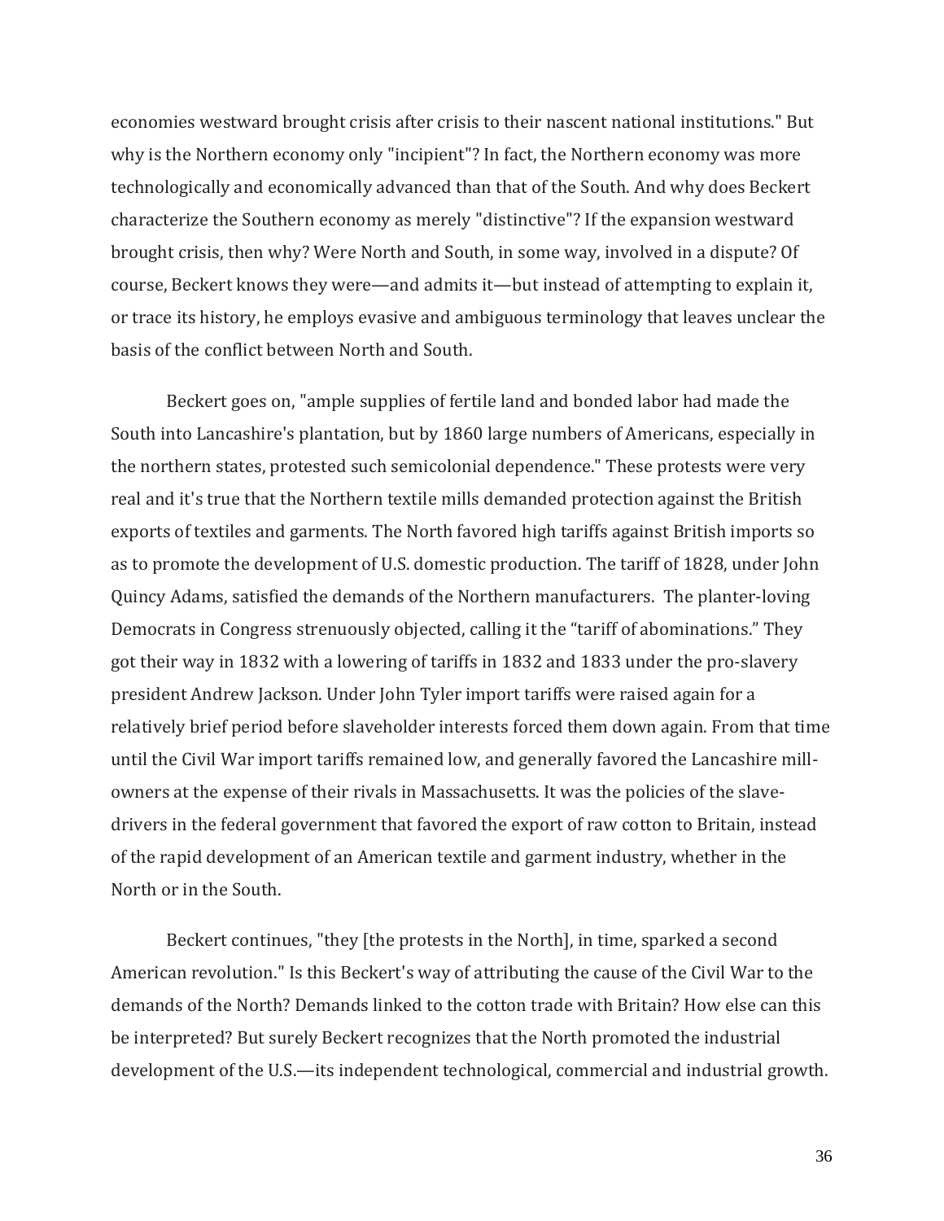economies westward brought crisis after crisis to their nascent national institutions." But why is the Northern economy only "incipient"? In fact, the Northern economy was more technologically and economically advanced than that of the South. And why does Beckert characterize the Southern economy as merely "distinctive"? If the expansion westward brought crisis, then why? Were North and South, in some way, involved in a dispute? Of course, Beckert knows they were—and admits it—but instead of attempting to explain it, or trace its history, he employs evasive and ambiguous terminology that leaves unclear the basis of the conflict between North and South.

Beckert goes on, "ample supplies of fertile land and bonded labor had made the South into Lancashire's plantation, but by 1860 large numbers of Americans, especially in the northern states, protested such semicolonial dependence." These protests were very real and it's true that the Northern textile mills demanded protection against the British exports of textiles and garments. The North favored high tariffs against British imports so as to promote the development of U.S. domestic production. The tariff of 1828, under John Quincy Adams, satisfied the demands of the Northern manufacturers. The planter-loving Democrats in Congress strenuously objected, calling it the "tariff of abominations." They got their way in 1832 with a lowering of tariffs in 1832 and 1833 under the pro-slavery president Andrew Jackson. Under John Tyler import tariffs were raised again for a relatively brief period before slaveholder interests forced them down again. From that time until the Civil War import tariffs remained low, and generally favored the Lancashire mill-owners at the expense of their rivals in Massachusetts. It was the policies of the slave-drivers in the federal government that favored the export of raw cotton to Britain, instead of the rapid development of an American textile and garment industry, whether in the North or in the South.

Beckert continues, "they [the protests in the North], in time, sparked a second American revolution." Is this Beckert's way of attributing the cause of the Civil War to the demands of the North? Demands linked to the cotton trade with Britain? How else can this be interpreted? But surely Beckert recognizes that the North promoted the industrial development of the U.S.—its independent technological, commercial and industrial growth.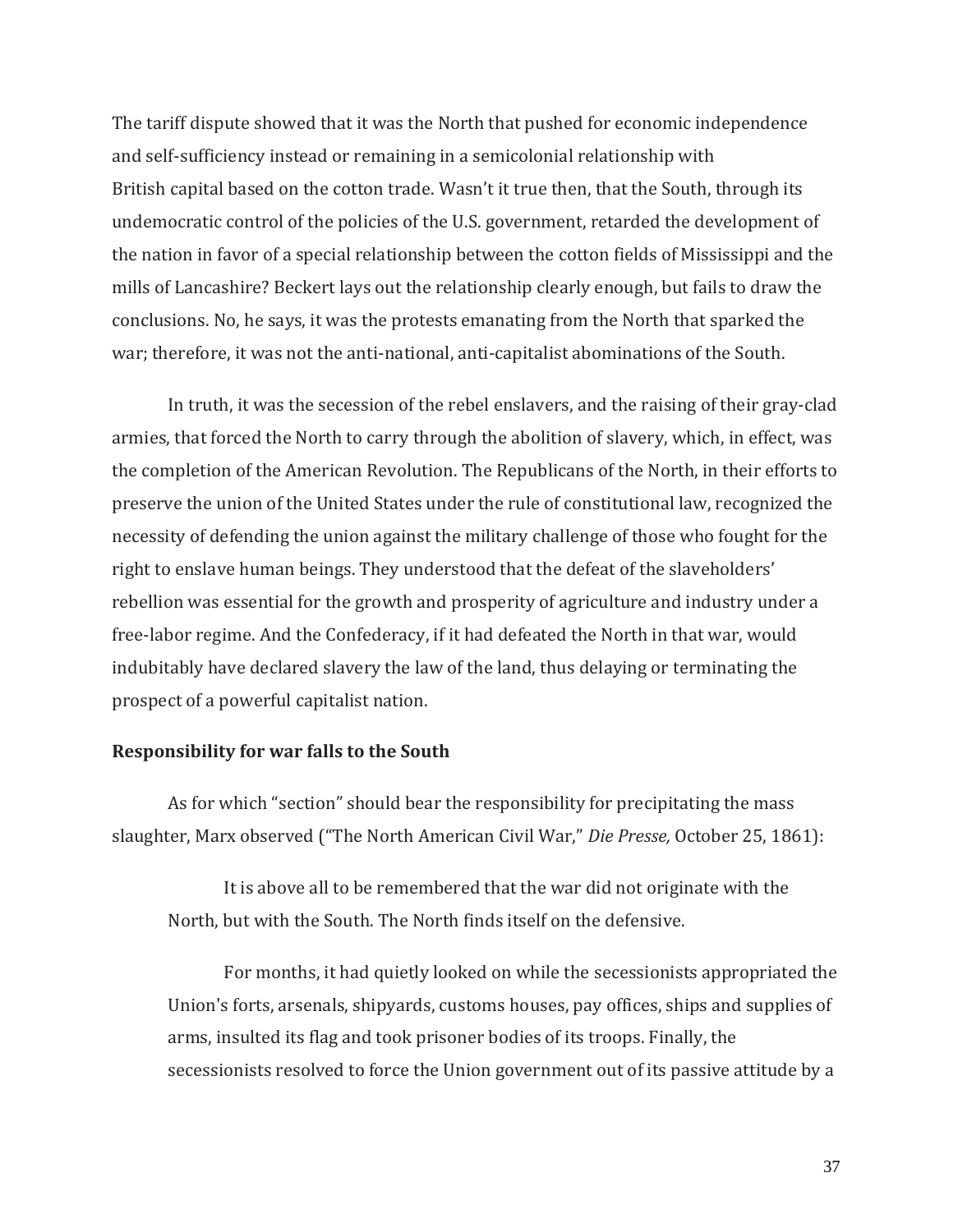The tariff dispute showed that it was the North that pushed for economic independence and self-sufficiency instead or remaining in a semicolonial relationship with British capital based on the cotton trade. Wasn't it true then, that the South, through its undemocratic control of the policies of the U.S. government, retarded the development of the nation in favor of a special relationship between the cotton fields of Mississippi and the mills of Lancashire? Beckert lays out the relationship clearly enough, but fails to draw the conclusions. No, he says, it was the protests emanating from the North that sparked the war; therefore, it was not the anti-national, anti-capitalist abominations of the South.

In truth, it was the secession of the rebel enslavers, and the raising of their gray-clad armies, that forced the North to carry through the abolition of slavery, which, in effect, was the completion of the American Revolution. The Republicans of the North, in their efforts to preserve the union of the United States under the rule of constitutional law, recognized the necessity of defending the union against the military challenge of those who fought for the right to enslave human beings. They understood that the defeat of the slaveholders' rebellion was essential for the growth and prosperity of agriculture and industry under a free-labor regime. And the Confederacy, if it had defeated the North in that war, would indubitably have declared slavery the law of the land, thus delaying or terminating the prospect of a powerful capitalist nation.

**Responsibility for war falls to the South**

As for which "section" should bear the responsibility for precipitating the mass slaughter, Marx observed ("The North American Civil War," *Die Presse,* October 25, 1861):

> It is above all to be remembered that the war did not originate with the North, but with the South. The North finds itself on the defensive.
>
> For months, it had quietly looked on while the secessionists appropriated the Union's forts, arsenals, shipyards, customs houses, pay offices, ships and supplies of arms, insulted its flag and took prisoner bodies of its troops. Finally, the secessionists resolved to force the Union government out of its passive attitude by a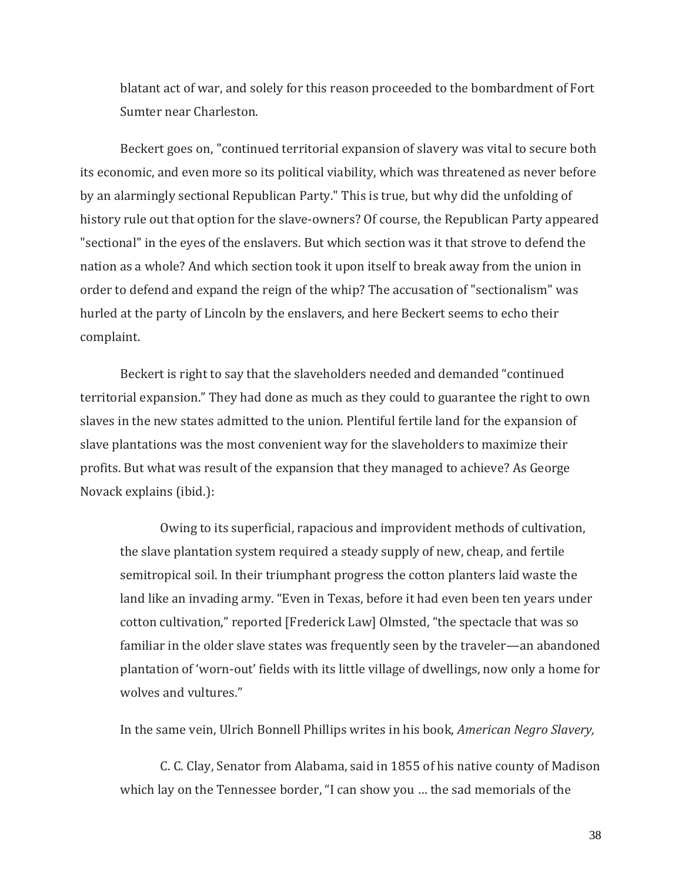blatant act of war, and solely for this reason proceeded to the bombardment of Fort Sumter near Charleston.

Beckert goes on, "continued territorial expansion of slavery was vital to secure both its economic, and even more so its political viability, which was threatened as never before by an alarmingly sectional Republican Party." This is true, but why did the unfolding of history rule out that option for the slave-owners? Of course, the Republican Party appeared "sectional" in the eyes of the enslavers. But which section was it that strove to defend the nation as a whole? And which section took it upon itself to break away from the union in order to defend and expand the reign of the whip? The accusation of "sectionalism" was hurled at the party of Lincoln by the enslavers, and here Beckert seems to echo their complaint.

Beckert is right to say that the slaveholders needed and demanded "continued territorial expansion." They had done as much as they could to guarantee the right to own slaves in the new states admitted to the union. Plentiful fertile land for the expansion of slave plantations was the most convenient way for the slaveholders to maximize their profits. But what was result of the expansion that they managed to achieve? As George Novack explains (ibid.):

> Owing to its superficial, rapacious and improvident methods of cultivation, the slave plantation system required a steady supply of new, cheap, and fertile semitropical soil. In their triumphant progress the cotton planters laid waste the land like an invading army. "Even in Texas, before it had even been ten years under cotton cultivation," reported [Frederick Law] Olmsted, "the spectacle that was so familiar in the older slave states was frequently seen by the traveler—an abandoned plantation of 'worn-out' fields with its little village of dwellings, now only a home for wolves and vultures."

In the same vein, Ulrich Bonnell Phillips writes in his book, *American Negro Slavery,*

> C. C. Clay, Senator from Alabama, said in 1855 of his native county of Madison which lay on the Tennessee border, "I can show you … the sad memorials of the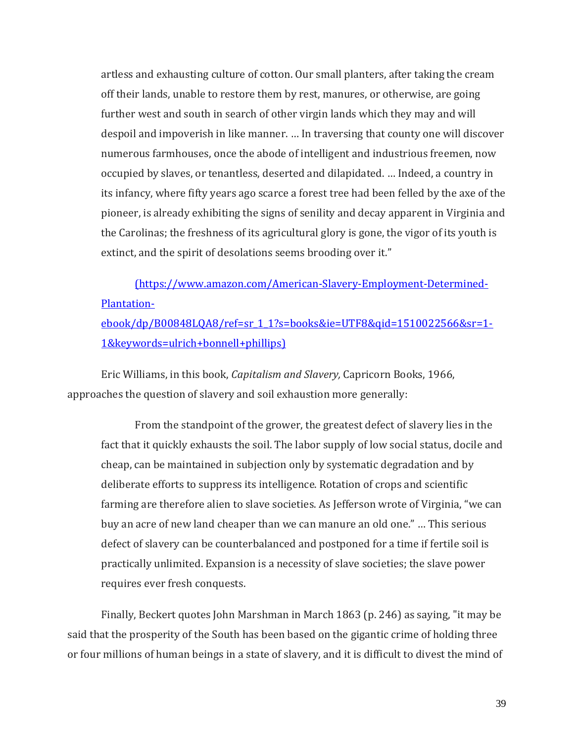> artless and exhausting culture of cotton. Our small planters, after taking the cream off their lands, unable to restore them by rest, manures, or otherwise, are going further west and south in search of other virgin lands which they may and will despoil and impoverish in like manner. … In traversing that county one will discover numerous farmhouses, once the abode of intelligent and industrious freemen, now occupied by slaves, or tenantless, deserted and dilapidated. … Indeed, a country in its infancy, where fifty years ago scarce a forest tree had been felled by the axe of the pioneer, is already exhibiting the signs of senility and decay apparent in Virginia and the Carolinas; the freshness of its agricultural glory is gone, the vigor of its youth is extinct, and the spirit of desolations seems brooding over it."
>
> (https://www.amazon.com/American-Slavery-Employment-Determined-Plantation-ebook/dp/B00848LQA8/ref=sr_1_1?s=books&ie=UTF8&qid=1510022566&sr=1-1&keywords=ulrich+bonnell+phillips)

Eric Williams, in this book, *Capitalism and Slavery,* Capricorn Books, 1966, approaches the question of slavery and soil exhaustion more generally:

> From the standpoint of the grower, the greatest defect of slavery lies in the fact that it quickly exhausts the soil. The labor supply of low social status, docile and cheap, can be maintained in subjection only by systematic degradation and by deliberate efforts to suppress its intelligence. Rotation of crops and scientific farming are therefore alien to slave societies. As Jefferson wrote of Virginia, "we can buy an acre of new land cheaper than we can manure an old one." … This serious defect of slavery can be counterbalanced and postponed for a time if fertile soil is practically unlimited. Expansion is a necessity of slave societies; the slave power requires ever fresh conquests.

Finally, Beckert quotes John Marshman in March 1863 (p. 246) as saying, "it may be said that the prosperity of the South has been based on the gigantic crime of holding three or four millions of human beings in a state of slavery, and it is difficult to divest the mind of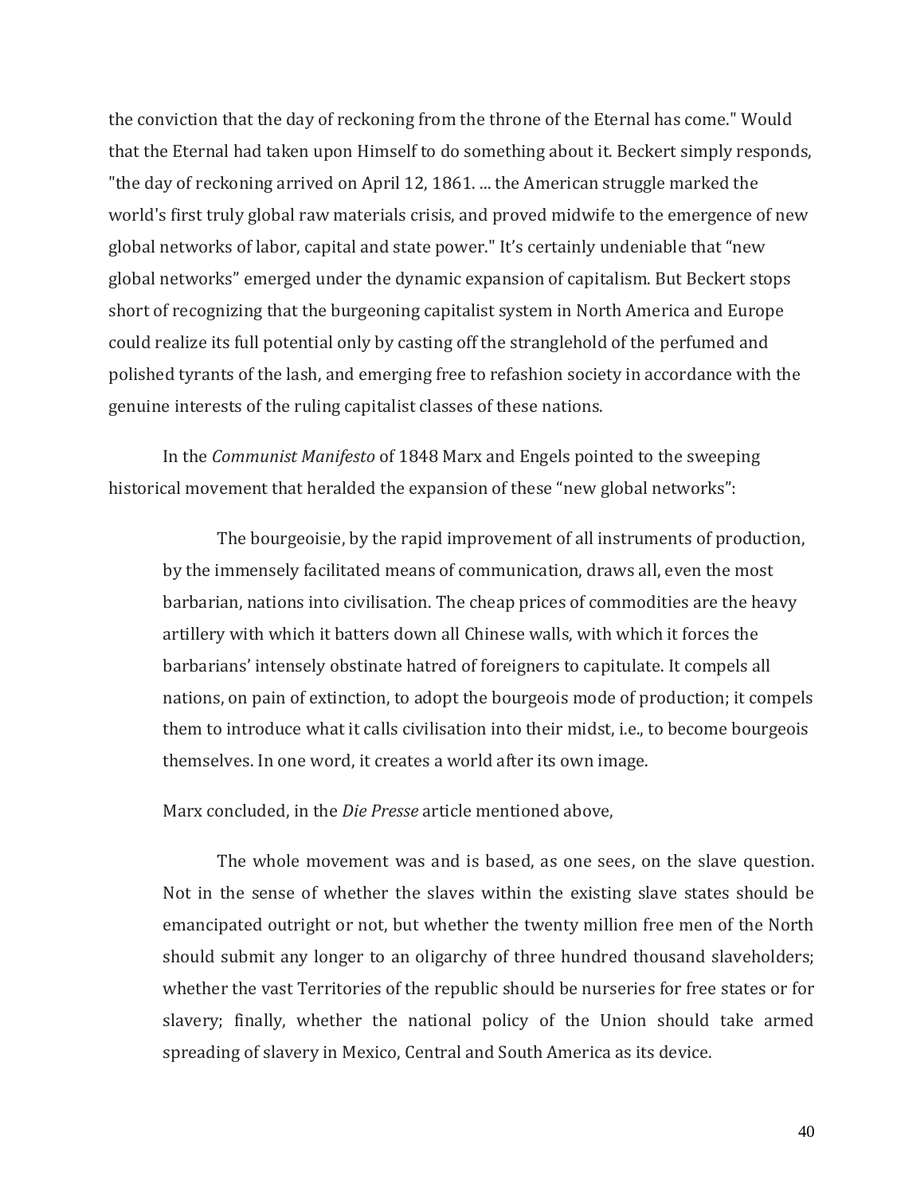the conviction that the day of reckoning from the throne of the Eternal has come." Would that the Eternal had taken upon Himself to do something about it. Beckert simply responds, "the day of reckoning arrived on April 12, 1861. ... the American struggle marked the world's first truly global raw materials crisis, and proved midwife to the emergence of new global networks of labor, capital and state power." It's certainly undeniable that "new global networks" emerged under the dynamic expansion of capitalism. But Beckert stops short of recognizing that the burgeoning capitalist system in North America and Europe could realize its full potential only by casting off the stranglehold of the perfumed and polished tyrants of the lash, and emerging free to refashion society in accordance with the genuine interests of the ruling capitalist classes of these nations.

In the *Communist Manifesto* of 1848 Marx and Engels pointed to the sweeping historical movement that heralded the expansion of these "new global networks":

> The bourgeoisie, by the rapid improvement of all instruments of production, by the immensely facilitated means of communication, draws all, even the most barbarian, nations into civilisation. The cheap prices of commodities are the heavy artillery with which it batters down all Chinese walls, with which it forces the barbarians' intensely obstinate hatred of foreigners to capitulate. It compels all nations, on pain of extinction, to adopt the bourgeois mode of production; it compels them to introduce what it calls civilisation into their midst, i.e., to become bourgeois themselves. In one word, it creates a world after its own image.

Marx concluded, in the *Die Presse* article mentioned above,

> The whole movement was and is based, as one sees, on the slave question. Not in the sense of whether the slaves within the existing slave states should be emancipated outright or not, but whether the twenty million free men of the North should submit any longer to an oligarchy of three hundred thousand slaveholders; whether the vast Territories of the republic should be nurseries for free states or for slavery; finally, whether the national policy of the Union should take armed spreading of slavery in Mexico, Central and South America as its device.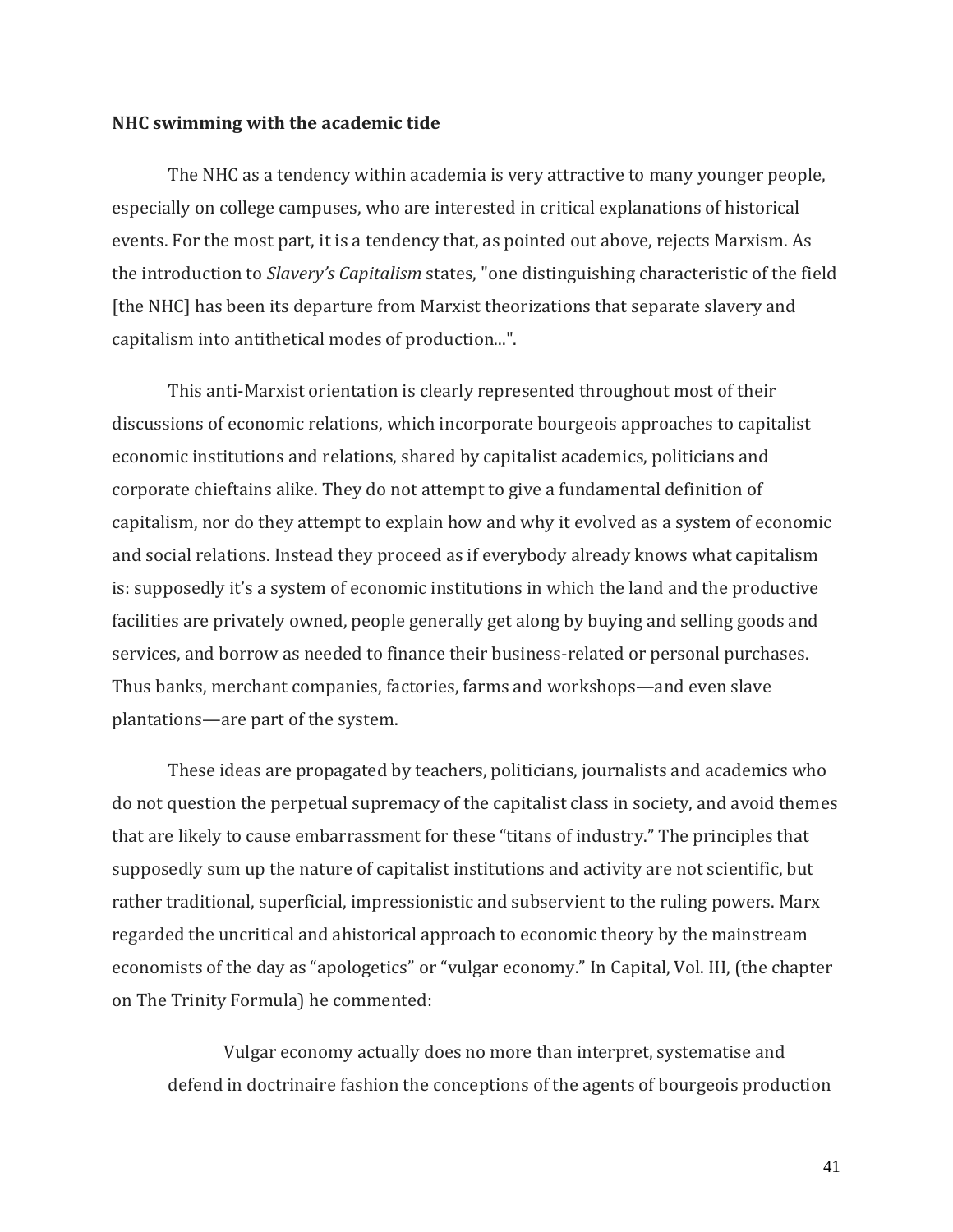**NHC swimming with the academic tide**

The NHC as a tendency within academia is very attractive to many younger people, especially on college campuses, who are interested in critical explanations of historical events. For the most part, it is a tendency that, as pointed out above, rejects Marxism. As the introduction to *Slavery's Capitalism* states, "one distinguishing characteristic of the field [the NHC] has been its departure from Marxist theorizations that separate slavery and capitalism into antithetical modes of production...".

This anti-Marxist orientation is clearly represented throughout most of their discussions of economic relations, which incorporate bourgeois approaches to capitalist economic institutions and relations, shared by capitalist academics, politicians and corporate chieftains alike. They do not attempt to give a fundamental definition of capitalism, nor do they attempt to explain how and why it evolved as a system of economic and social relations. Instead they proceed as if everybody already knows what capitalism is: supposedly it's a system of economic institutions in which the land and the productive facilities are privately owned, people generally get along by buying and selling goods and services, and borrow as needed to finance their business-related or personal purchases. Thus banks, merchant companies, factories, farms and workshops—and even slave plantations—are part of the system.

These ideas are propagated by teachers, politicians, journalists and academics who do not question the perpetual supremacy of the capitalist class in society, and avoid themes that are likely to cause embarrassment for these "titans of industry." The principles that supposedly sum up the nature of capitalist institutions and activity are not scientific, but rather traditional, superficial, impressionistic and subservient to the ruling powers. Marx regarded the uncritical and ahistorical approach to economic theory by the mainstream economists of the day as "apologetics" or "vulgar economy." In Capital, Vol. III, (the chapter on The Trinity Formula) he commented:

> Vulgar economy actually does no more than interpret, systematise and defend in doctrinaire fashion the conceptions of the agents of bourgeois production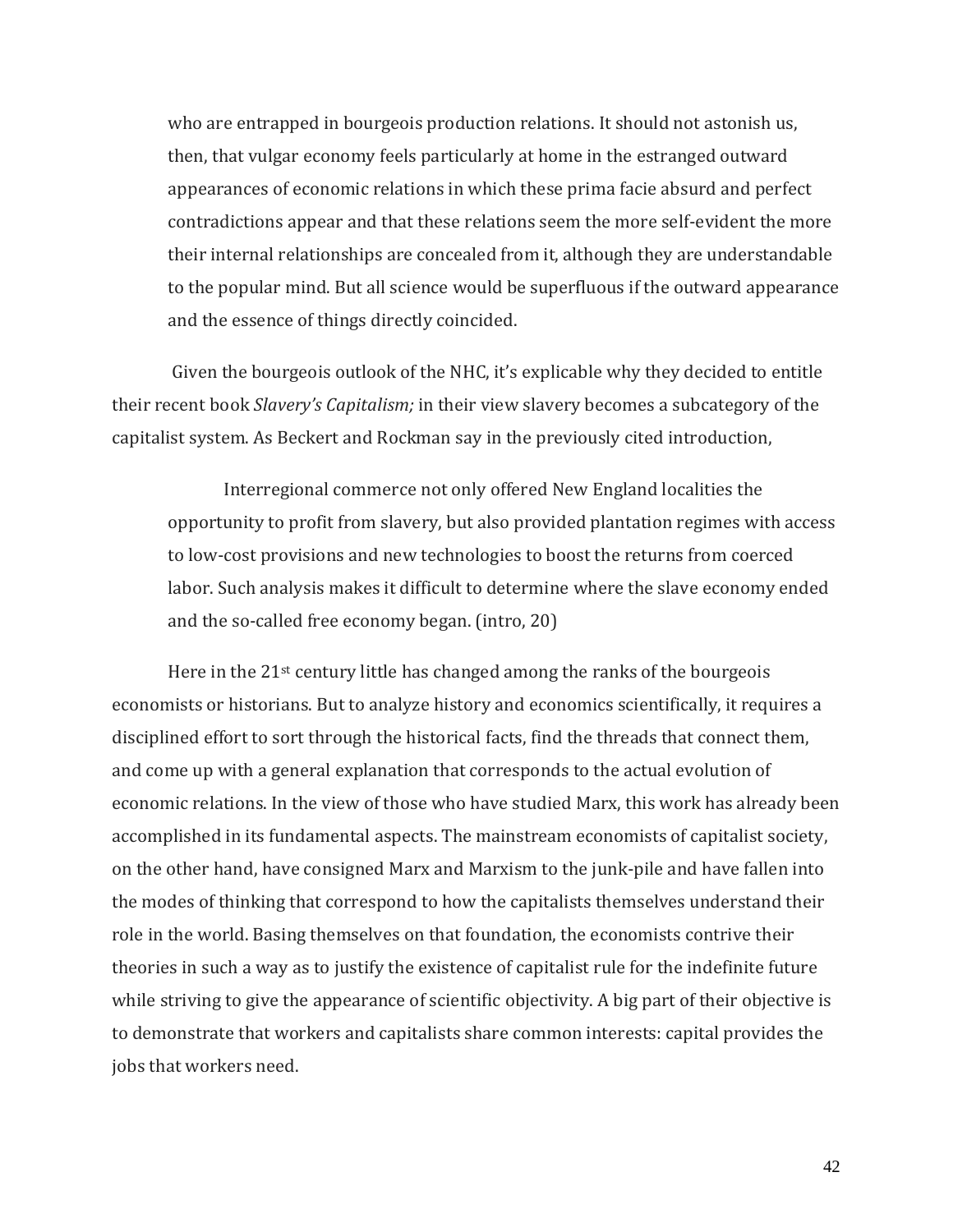> who are entrapped in bourgeois production relations. It should not astonish us, then, that vulgar economy feels particularly at home in the estranged outward appearances of economic relations in which these prima facie absurd and perfect contradictions appear and that these relations seem the more self-evident the more their internal relationships are concealed from it, although they are understandable to the popular mind. But all science would be superfluous if the outward appearance and the essence of things directly coincided.

Given the bourgeois outlook of the NHC, it's explicable why they decided to entitle their recent book *Slavery's Capitalism;* in their view slavery becomes a subcategory of the capitalist system. As Beckert and Rockman say in the previously cited introduction,

> Interregional commerce not only offered New England localities the opportunity to profit from slavery, but also provided plantation regimes with access to low-cost provisions and new technologies to boost the returns from coerced labor. Such analysis makes it difficult to determine where the slave economy ended and the so-called free economy began. (intro, 20)

Here in the 21st century little has changed among the ranks of the bourgeois economists or historians. But to analyze history and economics scientifically, it requires a disciplined effort to sort through the historical facts, find the threads that connect them, and come up with a general explanation that corresponds to the actual evolution of economic relations. In the view of those who have studied Marx, this work has already been accomplished in its fundamental aspects. The mainstream economists of capitalist society, on the other hand, have consigned Marx and Marxism to the junk-pile and have fallen into the modes of thinking that correspond to how the capitalists themselves understand their role in the world. Basing themselves on that foundation, the economists contrive their theories in such a way as to justify the existence of capitalist rule for the indefinite future while striving to give the appearance of scientific objectivity. A big part of their objective is to demonstrate that workers and capitalists share common interests: capital provides the jobs that workers need.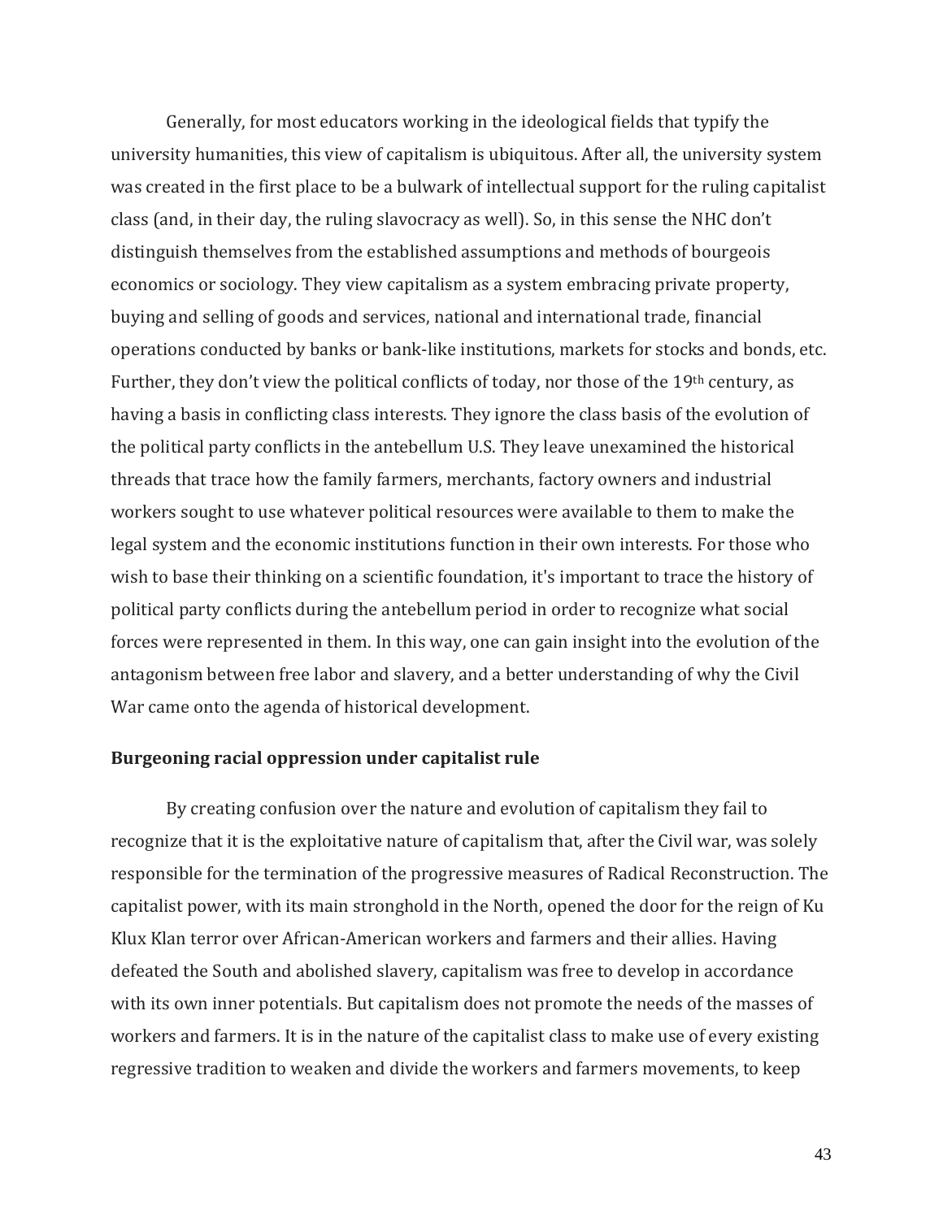Generally, for most educators working in the ideological fields that typify the university humanities, this view of capitalism is ubiquitous. After all, the university system was created in the first place to be a bulwark of intellectual support for the ruling capitalist class (and, in their day, the ruling slavocracy as well). So, in this sense the NHC don't distinguish themselves from the established assumptions and methods of bourgeois economics or sociology. They view capitalism as a system embracing private property, buying and selling of goods and services, national and international trade, financial operations conducted by banks or bank-like institutions, markets for stocks and bonds, etc. Further, they don't view the political conflicts of today, nor those of the 19th century, as having a basis in conflicting class interests. They ignore the class basis of the evolution of the political party conflicts in the antebellum U.S. They leave unexamined the historical threads that trace how the family farmers, merchants, factory owners and industrial workers sought to use whatever political resources were available to them to make the legal system and the economic institutions function in their own interests. For those who wish to base their thinking on a scientific foundation, it's important to trace the history of political party conflicts during the antebellum period in order to recognize what social forces were represented in them. In this way, one can gain insight into the evolution of the antagonism between free labor and slavery, and a better understanding of why the Civil War came onto the agenda of historical development.

**Burgeoning racial oppression under capitalist rule**

By creating confusion over the nature and evolution of capitalism they fail to recognize that it is the exploitative nature of capitalism that, after the Civil war, was solely responsible for the termination of the progressive measures of Radical Reconstruction. The capitalist power, with its main stronghold in the North, opened the door for the reign of Ku Klux Klan terror over African-American workers and farmers and their allies. Having defeated the South and abolished slavery, capitalism was free to develop in accordance with its own inner potentials. But capitalism does not promote the needs of the masses of workers and farmers. It is in the nature of the capitalist class to make use of every existing regressive tradition to weaken and divide the workers and farmers movements, to keep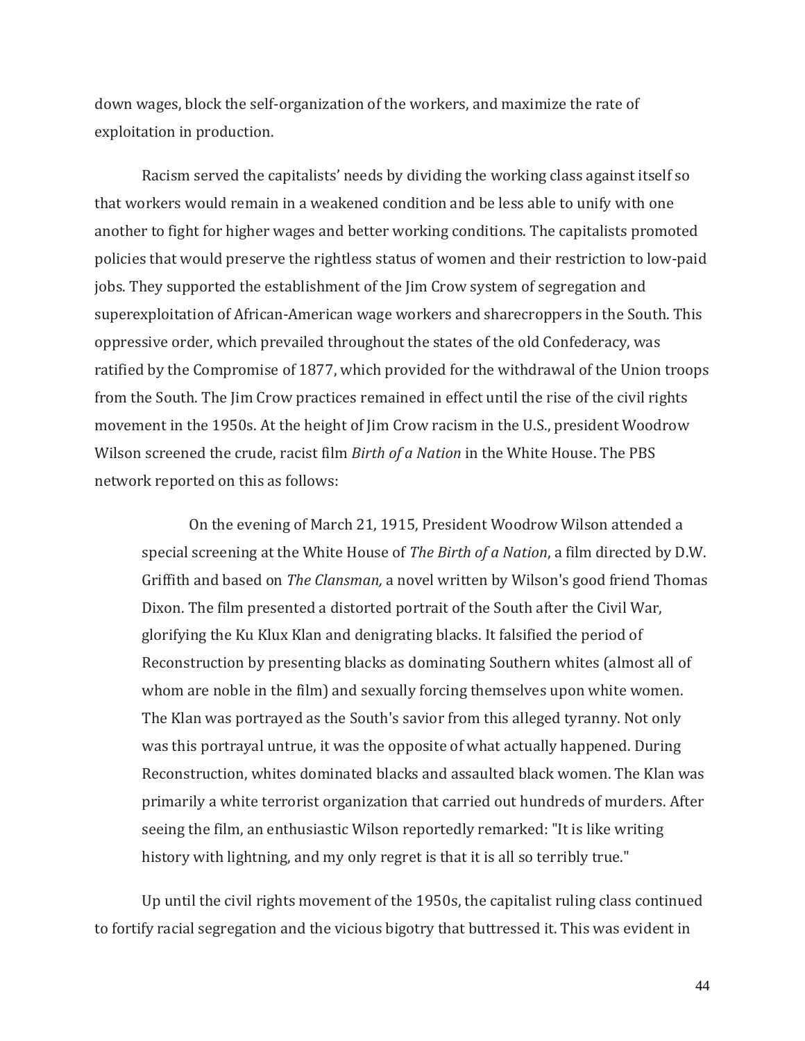down wages, block the self-organization of the workers, and maximize the rate of exploitation in production.

Racism served the capitalists' needs by dividing the working class against itself so that workers would remain in a weakened condition and be less able to unify with one another to fight for higher wages and better working conditions. The capitalists promoted policies that would preserve the rightless status of women and their restriction to low-paid jobs. They supported the establishment of the Jim Crow system of segregation and superexploitation of African-American wage workers and sharecroppers in the South. This oppressive order, which prevailed throughout the states of the old Confederacy, was ratified by the Compromise of 1877, which provided for the withdrawal of the Union troops from the South. The Jim Crow practices remained in effect until the rise of the civil rights movement in the 1950s. At the height of Jim Crow racism in the U.S., president Woodrow Wilson screened the crude, racist film *Birth of a Nation* in the White House. The PBS network reported on this as follows:

> On the evening of March 21, 1915, President Woodrow Wilson attended a special screening at the White House of *The Birth of a Nation*, a film directed by D.W. Griffith and based on *The Clansman,* a novel written by Wilson's good friend Thomas Dixon. The film presented a distorted portrait of the South after the Civil War, glorifying the Ku Klux Klan and denigrating blacks. It falsified the period of Reconstruction by presenting blacks as dominating Southern whites (almost all of whom are noble in the film) and sexually forcing themselves upon white women. The Klan was portrayed as the South's savior from this alleged tyranny. Not only was this portrayal untrue, it was the opposite of what actually happened. During Reconstruction, whites dominated blacks and assaulted black women. The Klan was primarily a white terrorist organization that carried out hundreds of murders. After seeing the film, an enthusiastic Wilson reportedly remarked: "It is like writing history with lightning, and my only regret is that it is all so terribly true."

Up until the civil rights movement of the 1950s, the capitalist ruling class continued to fortify racial segregation and the vicious bigotry that buttressed it. This was evident in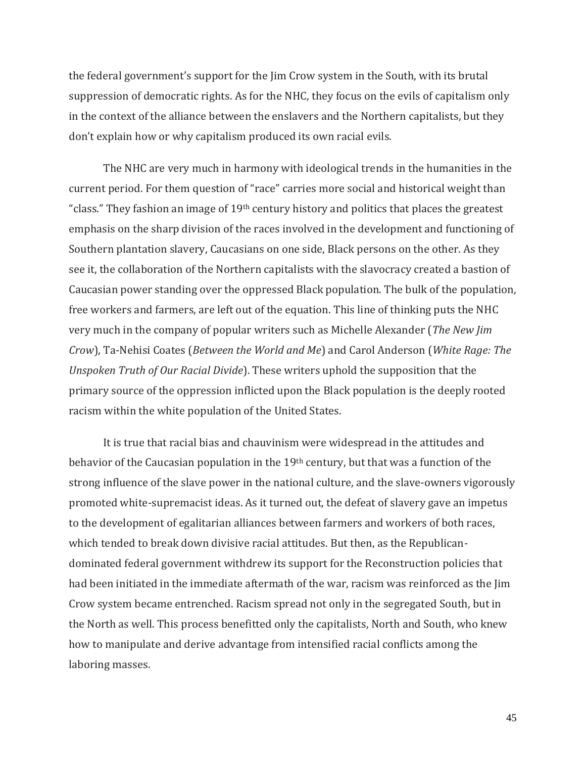the federal government's support for the Jim Crow system in the South, with its brutal suppression of democratic rights. As for the NHC, they focus on the evils of capitalism only in the context of the alliance between the enslavers and the Northern capitalists, but they don't explain how or why capitalism produced its own racial evils.

The NHC are very much in harmony with ideological trends in the humanities in the current period. For them question of "race" carries more social and historical weight than "class." They fashion an image of 19th century history and politics that places the greatest emphasis on the sharp division of the races involved in the development and functioning of Southern plantation slavery, Caucasians on one side, Black persons on the other. As they see it, the collaboration of the Northern capitalists with the slavocracy created a bastion of Caucasian power standing over the oppressed Black population. The bulk of the population, free workers and farmers, are left out of the equation. This line of thinking puts the NHC very much in the company of popular writers such as Michelle Alexander (*The New Jim Crow*), Ta-Nehisi Coates (*Between the World and Me*) and Carol Anderson (*White Rage: The Unspoken Truth of Our Racial Divide*). These writers uphold the supposition that the primary source of the oppression inflicted upon the Black population is the deeply rooted racism within the white population of the United States.

It is true that racial bias and chauvinism were widespread in the attitudes and behavior of the Caucasian population in the 19th century, but that was a function of the strong influence of the slave power in the national culture, and the slave-owners vigorously promoted white-supremacist ideas. As it turned out, the defeat of slavery gave an impetus to the development of egalitarian alliances between farmers and workers of both races, which tended to break down divisive racial attitudes. But then, as the Republican-dominated federal government withdrew its support for the Reconstruction policies that had been initiated in the immediate aftermath of the war, racism was reinforced as the Jim Crow system became entrenched. Racism spread not only in the segregated South, but in the North as well. This process benefitted only the capitalists, North and South, who knew how to manipulate and derive advantage from intensified racial conflicts among the laboring masses.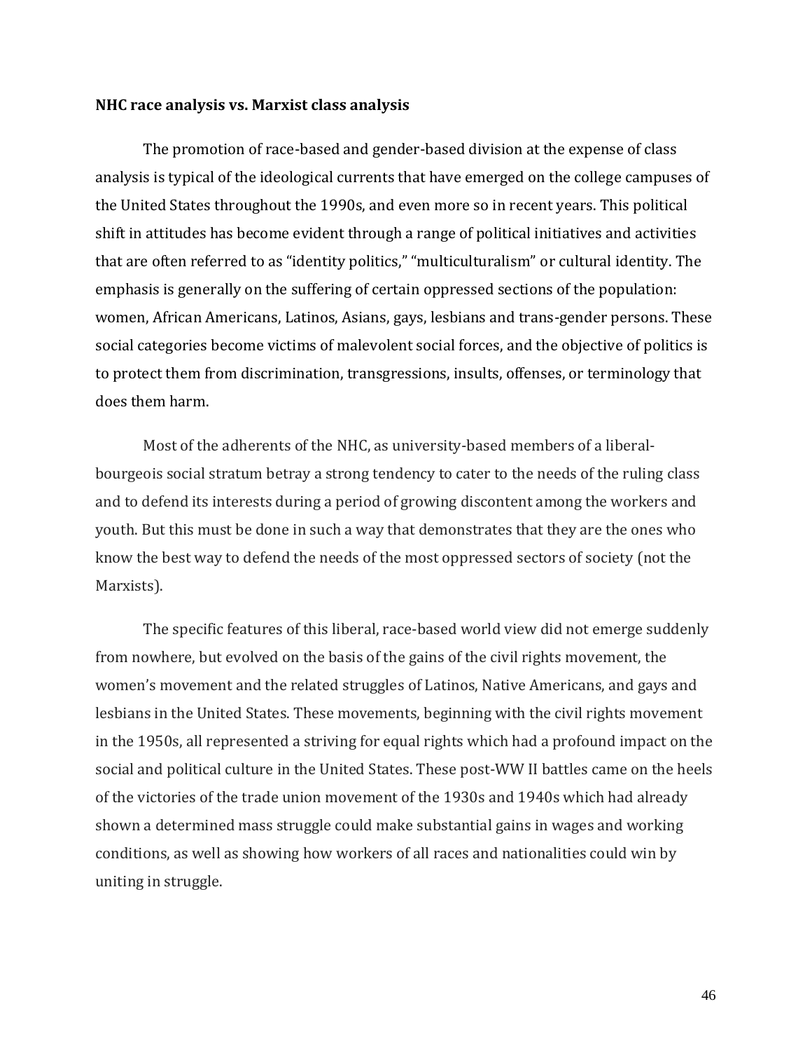**NHC race analysis vs. Marxist class analysis**

The promotion of race-based and gender-based division at the expense of class analysis is typical of the ideological currents that have emerged on the college campuses of the United States throughout the 1990s, and even more so in recent years. This political shift in attitudes has become evident through a range of political initiatives and activities that are often referred to as "identity politics," "multiculturalism" or cultural identity. The emphasis is generally on the suffering of certain oppressed sections of the population: women, African Americans, Latinos, Asians, gays, lesbians and trans-gender persons. These social categories become victims of malevolent social forces, and the objective of politics is to protect them from discrimination, transgressions, insults, offenses, or terminology that does them harm.

Most of the adherents of the NHC, as university-based members of a liberal-bourgeois social stratum betray a strong tendency to cater to the needs of the ruling class and to defend its interests during a period of growing discontent among the workers and youth. But this must be done in such a way that demonstrates that they are the ones who know the best way to defend the needs of the most oppressed sectors of society (not the Marxists).

The specific features of this liberal, race-based world view did not emerge suddenly from nowhere, but evolved on the basis of the gains of the civil rights movement, the women's movement and the related struggles of Latinos, Native Americans, and gays and lesbians in the United States. These movements, beginning with the civil rights movement in the 1950s, all represented a striving for equal rights which had a profound impact on the social and political culture in the United States. These post-WW II battles came on the heels of the victories of the trade union movement of the 1930s and 1940s which had already shown a determined mass struggle could make substantial gains in wages and working conditions, as well as showing how workers of all races and nationalities could win by uniting in struggle.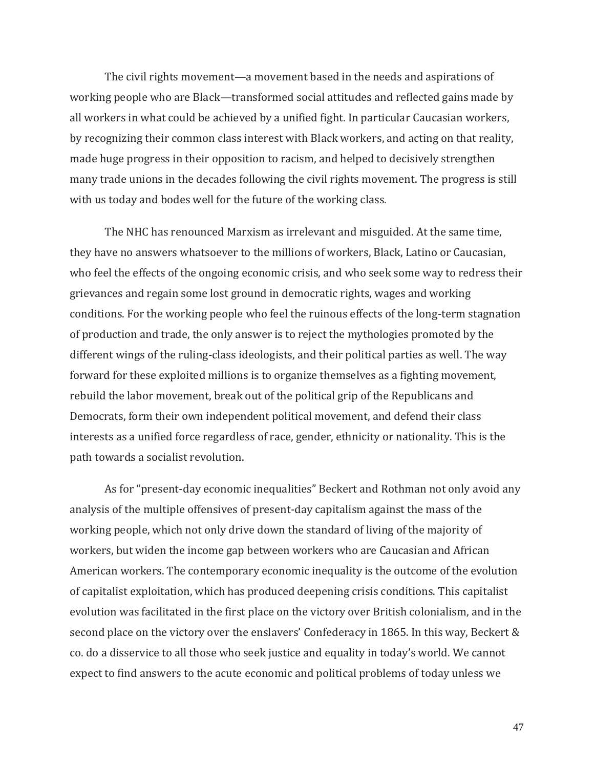The civil rights movement—a movement based in the needs and aspirations of working people who are Black—transformed social attitudes and reflected gains made by all workers in what could be achieved by a unified fight. In particular Caucasian workers, by recognizing their common class interest with Black workers, and acting on that reality, made huge progress in their opposition to racism, and helped to decisively strengthen many trade unions in the decades following the civil rights movement. The progress is still with us today and bodes well for the future of the working class.

The NHC has renounced Marxism as irrelevant and misguided. At the same time, they have no answers whatsoever to the millions of workers, Black, Latino or Caucasian, who feel the effects of the ongoing economic crisis, and who seek some way to redress their grievances and regain some lost ground in democratic rights, wages and working conditions. For the working people who feel the ruinous effects of the long-term stagnation of production and trade, the only answer is to reject the mythologies promoted by the different wings of the ruling-class ideologists, and their political parties as well. The way forward for these exploited millions is to organize themselves as a fighting movement, rebuild the labor movement, break out of the political grip of the Republicans and Democrats, form their own independent political movement, and defend their class interests as a unified force regardless of race, gender, ethnicity or nationality. This is the path towards a socialist revolution.

As for "present-day economic inequalities" Beckert and Rothman not only avoid any analysis of the multiple offensives of present-day capitalism against the mass of the working people, which not only drive down the standard of living of the majority of workers, but widen the income gap between workers who are Caucasian and African American workers. The contemporary economic inequality is the outcome of the evolution of capitalist exploitation, which has produced deepening crisis conditions. This capitalist evolution was facilitated in the first place on the victory over British colonialism, and in the second place on the victory over the enslavers' Confederacy in 1865. In this way, Beckert & co. do a disservice to all those who seek justice and equality in today's world. We cannot expect to find answers to the acute economic and political problems of today unless we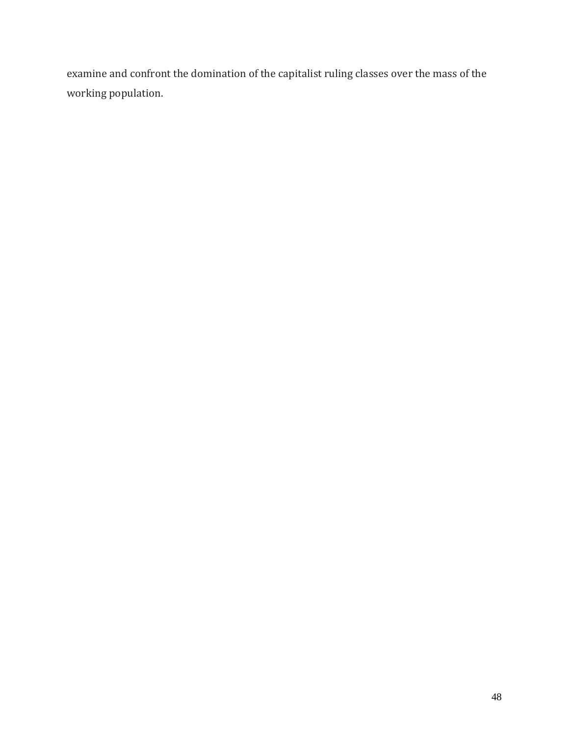examine and confront the domination of the capitalist ruling classes over the mass of the working population.